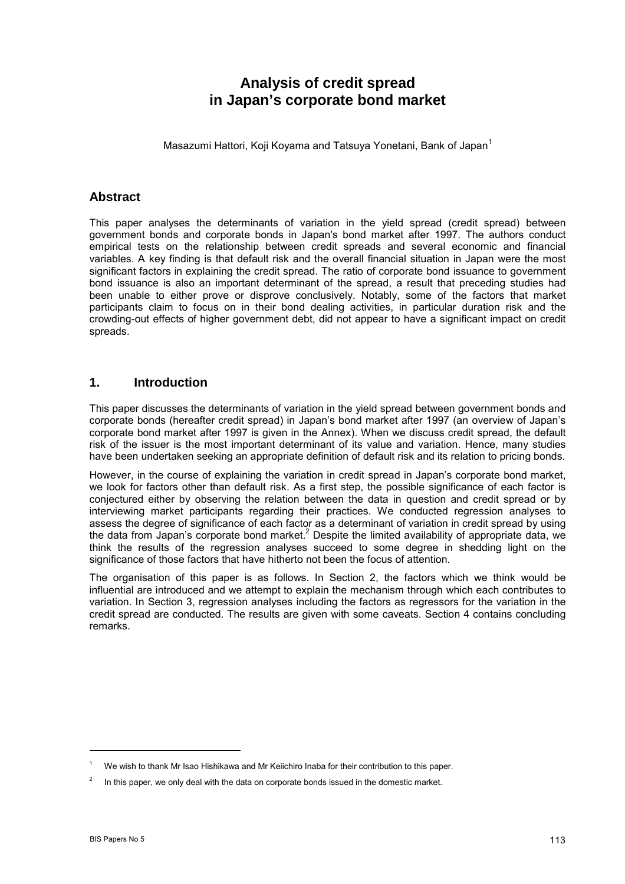# Analysis of credit spread in Japan's corporate bond market

Masazumi Hattori, Koji Koyama and Tatsuya Yonetani, Bank of Japan[1]

## Abstract

This paper analyses the determinants of variation in the yield spread (credit spread) between government bonds and corporate bonds in Japan's bond market after 1997. The authors conduct empirical tests on the relationship between credit spreads and several economic and financial variables. A key finding is that default risk and the overall financial situation in Japan were the most significant factors in explaining the credit spread. The ratio of corporate bond issuance to government bond issuance is also an important determinant of the spread, a result that preceding studies had been unable to either prove or disprove conclusively. Notably, some of the factors that market participants claim to focus on in their bond dealing activities, in particular duration risk and the crowding-out effects of higher government debt, did not appear to have a significant impact on credit spreads.

## 1. Introduction

This paper discusses the determinants of variation in the yield spread between government bonds and corporate bonds (hereafter credit spread) in Japan's bond market after 1997 (an overview of Japan's corporate bond market after 1997 is given in the Annex). When we discuss credit spread, the default risk of the issuer is the most important determinant of its value and variation. Hence, many studies have been undertaken seeking an appropriate definition of default risk and its relation to pricing bonds.

However, in the course of explaining the variation in credit spread in Japan's corporate bond market, we look for factors other than default risk. As a first step, the possible significance of each factor is conjectured either by observing the relation between the data in question and credit spread or by interviewing market participants regarding their practices. We conducted regression analyses to assess the degree of significance of each factor as a determinant of variation in credit spread by using the data from Japan's corporate bond market.[2] Despite the limited availability of appropriate data, we think the results of the regression analyses succeed to some degree in shedding light on the significance of those factors that have hitherto not been the focus of attention.

The organisation of this paper is as follows. In Section 2, the factors which we think would be influential are introduced and we attempt to explain the mechanism through which each contributes to variation. In Section 3, regression analyses including the factors as regressors for the variation in the credit spread are conducted. The results are given with some caveats. Section 4 contains concluding remarks.

---

[1] We wish to thank Mr Isao Hishikawa and Mr Keiichiro Inaba for their contribution to this paper.

[2] In this paper, we only deal with the data on corporate bonds issued in the domestic market.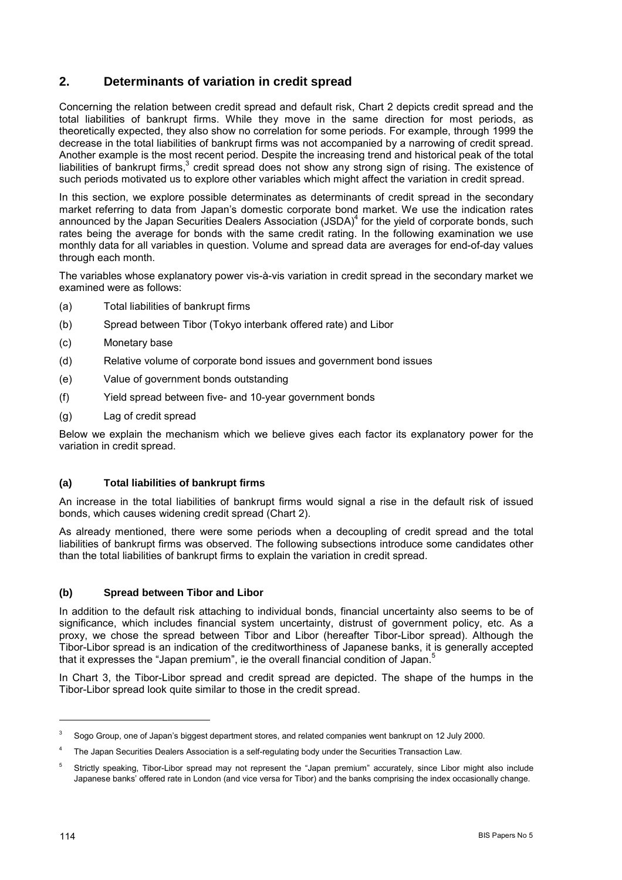## 2. Determinants of variation in credit spread

Concerning the relation between credit spread and default risk, Chart 2 depicts credit spread and the total liabilities of bankrupt firms. While they move in the same direction for most periods, as theoretically expected, they also show no correlation for some periods. For example, through 1999 the decrease in the total liabilities of bankrupt firms was not accompanied by a narrowing of credit spread. Another example is the most recent period. Despite the increasing trend and historical peak of the total liabilities of bankrupt firms,[3] credit spread does not show any strong sign of rising. The existence of such periods motivated us to explore other variables which might affect the variation in credit spread.

In this section, we explore possible determinates as determinants of credit spread in the secondary market referring to data from Japan's domestic corporate bond market. We use the indication rates announced by the Japan Securities Dealers Association (JSDA)[4] for the yield of corporate bonds, such rates being the average for bonds with the same credit rating. In the following examination we use monthly data for all variables in question. Volume and spread data are averages for end-of-day values through each month.

The variables whose explanatory power vis-à-vis variation in credit spread in the secondary market we examined were as follows:

(a) Total liabilities of bankrupt firms

(b) Spread between Tibor (Tokyo interbank offered rate) and Libor

(c) Monetary base

(d) Relative volume of corporate bond issues and government bond issues

(e) Value of government bonds outstanding

(f) Yield spread between five- and 10-year government bonds

(g) Lag of credit spread

Below we explain the mechanism which we believe gives each factor its explanatory power for the variation in credit spread.

### (a) Total liabilities of bankrupt firms

An increase in the total liabilities of bankrupt firms would signal a rise in the default risk of issued bonds, which causes widening credit spread (Chart 2).

As already mentioned, there were some periods when a decoupling of credit spread and the total liabilities of bankrupt firms was observed. The following subsections introduce some candidates other than the total liabilities of bankrupt firms to explain the variation in credit spread.

### (b) Spread between Tibor and Libor

In addition to the default risk attaching to individual bonds, financial uncertainty also seems to be of significance, which includes financial system uncertainty, distrust of government policy, etc. As a proxy, we chose the spread between Tibor and Libor (hereafter Tibor-Libor spread). Although the Tibor-Libor spread is an indication of the creditworthiness of Japanese banks, it is generally accepted that it expresses the "Japan premium", ie the overall financial condition of Japan.[5]

In Chart 3, the Tibor-Libor spread and credit spread are depicted. The shape of the humps in the Tibor-Libor spread look quite similar to those in the credit spread.

---

[3] Sogo Group, one of Japan's biggest department stores, and related companies went bankrupt on 12 July 2000.

[4] The Japan Securities Dealers Association is a self-regulating body under the Securities Transaction Law.

[5] Strictly speaking, Tibor-Libor spread may not represent the "Japan premium" accurately, since Libor might also include Japanese banks' offered rate in London (and vice versa for Tibor) and the banks comprising the index occasionally change.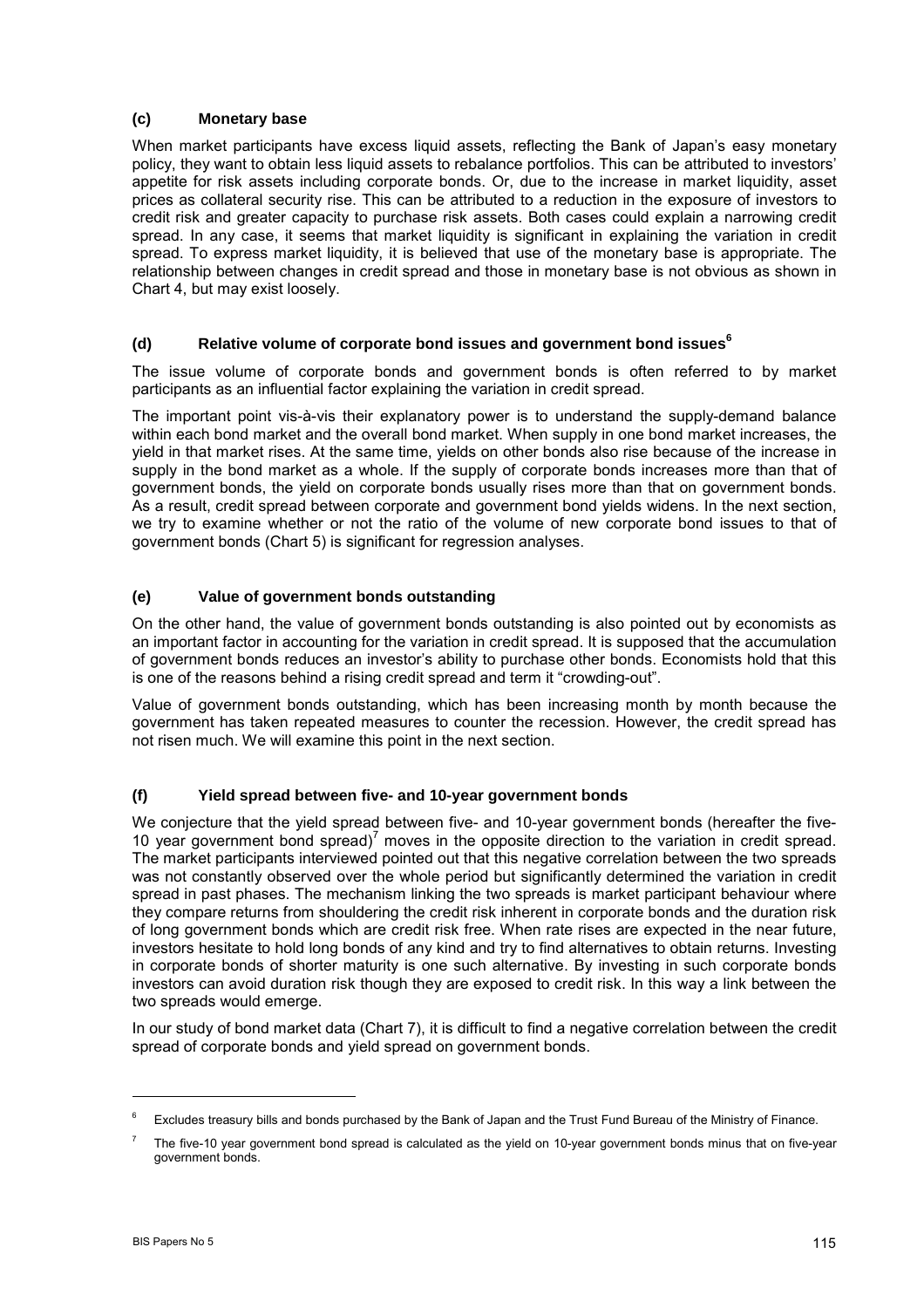### (c) Monetary base

When market participants have excess liquid assets, reflecting the Bank of Japan's easy monetary policy, they want to obtain less liquid assets to rebalance portfolios. This can be attributed to investors' appetite for risk assets including corporate bonds. Or, due to the increase in market liquidity, asset prices as collateral security rise. This can be attributed to a reduction in the exposure of investors to credit risk and greater capacity to purchase risk assets. Both cases could explain a narrowing credit spread. In any case, it seems that market liquidity is significant in explaining the variation in credit spread. To express market liquidity, it is believed that use of the monetary base is appropriate. The relationship between changes in credit spread and those in monetary base is not obvious as shown in Chart 4, but may exist loosely.

### (d) Relative volume of corporate bond issues and government bond issues[6]

The issue volume of corporate bonds and government bonds is often referred to by market participants as an influential factor explaining the variation in credit spread.

The important point vis-à-vis their explanatory power is to understand the supply-demand balance within each bond market and the overall bond market. When supply in one bond market increases, the yield in that market rises. At the same time, yields on other bonds also rise because of the increase in supply in the bond market as a whole. If the supply of corporate bonds increases more than that of government bonds, the yield on corporate bonds usually rises more than that on government bonds. As a result, credit spread between corporate and government bond yields widens. In the next section, we try to examine whether or not the ratio of the volume of new corporate bond issues to that of government bonds (Chart 5) is significant for regression analyses.

### (e) Value of government bonds outstanding

On the other hand, the value of government bonds outstanding is also pointed out by economists as an important factor in accounting for the variation in credit spread. It is supposed that the accumulation of government bonds reduces an investor's ability to purchase other bonds. Economists hold that this is one of the reasons behind a rising credit spread and term it "crowding-out".

Value of government bonds outstanding, which has been increasing month by month because the government has taken repeated measures to counter the recession. However, the credit spread has not risen much. We will examine this point in the next section.

### (f) Yield spread between five- and 10-year government bonds

We conjecture that the yield spread between five- and 10-year government bonds (hereafter the five-10 year government bond spread)[7] moves in the opposite direction to the variation in credit spread. The market participants interviewed pointed out that this negative correlation between the two spreads was not constantly observed over the whole period but significantly determined the variation in credit spread in past phases. The mechanism linking the two spreads is market participant behaviour where they compare returns from shouldering the credit risk inherent in corporate bonds and the duration risk of long government bonds which are credit risk free. When rate rises are expected in the near future, investors hesitate to hold long bonds of any kind and try to find alternatives to obtain returns. Investing in corporate bonds of shorter maturity is one such alternative. By investing in such corporate bonds investors can avoid duration risk though they are exposed to credit risk. In this way a link between the two spreads would emerge.

In our study of bond market data (Chart 7), it is difficult to find a negative correlation between the credit spread of corporate bonds and yield spread on government bonds.

---

[6] Excludes treasury bills and bonds purchased by the Bank of Japan and the Trust Fund Bureau of the Ministry of Finance.

[7] The five-10 year government bond spread is calculated as the yield on 10-year government bonds minus that on five-year government bonds.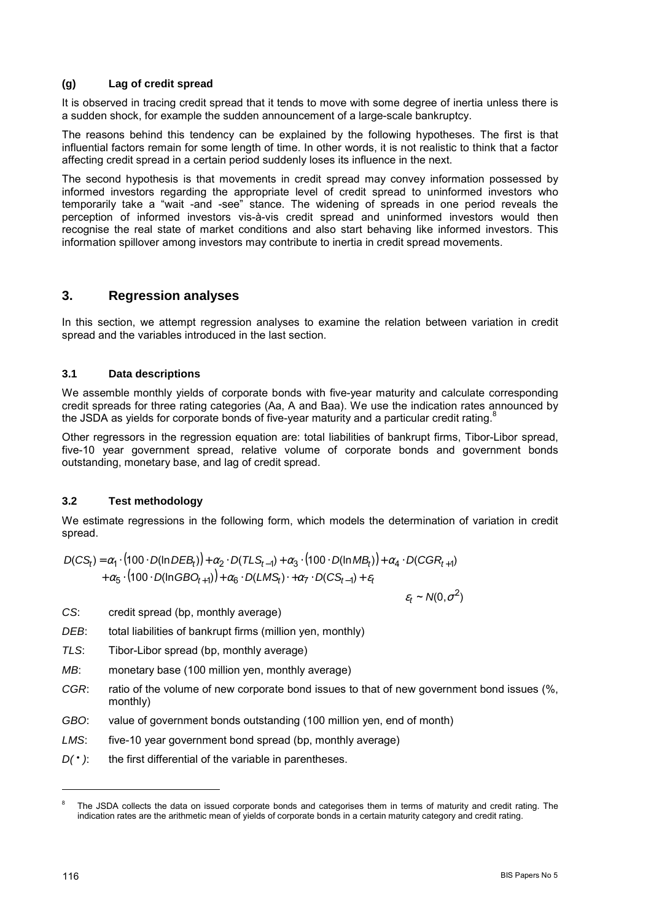### (g) Lag of credit spread

It is observed in tracing credit spread that it tends to move with some degree of inertia unless there is a sudden shock, for example the sudden announcement of a large-scale bankruptcy.

The reasons behind this tendency can be explained by the following hypotheses. The first is that influential factors remain for some length of time. In other words, it is not realistic to think that a factor affecting credit spread in a certain period suddenly loses its influence in the next.

The second hypothesis is that movements in credit spread may convey information possessed by informed investors regarding the appropriate level of credit spread to uninformed investors who temporarily take a "wait -and -see" stance. The widening of spreads in one period reveals the perception of informed investors vis-à-vis credit spread and uninformed investors would then recognise the real state of market conditions and also start behaving like informed investors. This information spillover among investors may contribute to inertia in credit spread movements.

## 3. Regression analyses

In this section, we attempt regression analyses to examine the relation between variation in credit spread and the variables introduced in the last section.

### 3.1 Data descriptions

We assemble monthly yields of corporate bonds with five-year maturity and calculate corresponding credit spreads for three rating categories (Aa, A and Baa). We use the indication rates announced by the JSDA as yields for corporate bonds of five-year maturity and a particular credit rating.[8]

Other regressors in the regression equation are: total liabilities of bankrupt firms, Tibor-Libor spread, five-10 year government spread, relative volume of corporate bonds and government bonds outstanding, monetary base, and lag of credit spread.

### 3.2 Test methodology

We estimate regressions in the following form, which models the determination of variation in credit spread.

$$
\begin{aligned}
D(CS_t) = {} & \alpha_1 \cdot \left(100 \cdot D(\ln DEB_t)\right) + \alpha_2 \cdot D(TLS_{t-1}) + \alpha_3 \cdot \left(100 \cdot D(\ln MB_t)\right) + \alpha_4 \cdot D(CGR_{t+1}) \\
& + \alpha_5 \cdot \left(100 \cdot D(\ln GBO_{t+1})\right) + \alpha_6 \cdot D(LMS_t) \cdot + \alpha_7 \cdot D(CS_{t-1}) + \varepsilon_t
\end{aligned}
$$

$$
\varepsilon_t \sim N(0, \sigma^2)
$$

*CS*: credit spread (bp, monthly average)

*DEB*: total liabilities of bankrupt firms (million yen, monthly)

*TLS*: Tibor-Libor spread (bp, monthly average)

*MB*: monetary base (100 million yen, monthly average)

*CGR*: ratio of the volume of new corporate bond issues to that of new government bond issues (%, monthly)

*GBO*: value of government bonds outstanding (100 million yen, end of month)

*LMS*: five-10 year government bond spread (bp, monthly average)

*D(•)*: the first differential of the variable in parentheses.

---

[8] The JSDA collects the data on issued corporate bonds and categorises them in terms of maturity and credit rating. The indication rates are the arithmetic mean of yields of corporate bonds in a certain maturity category and credit rating.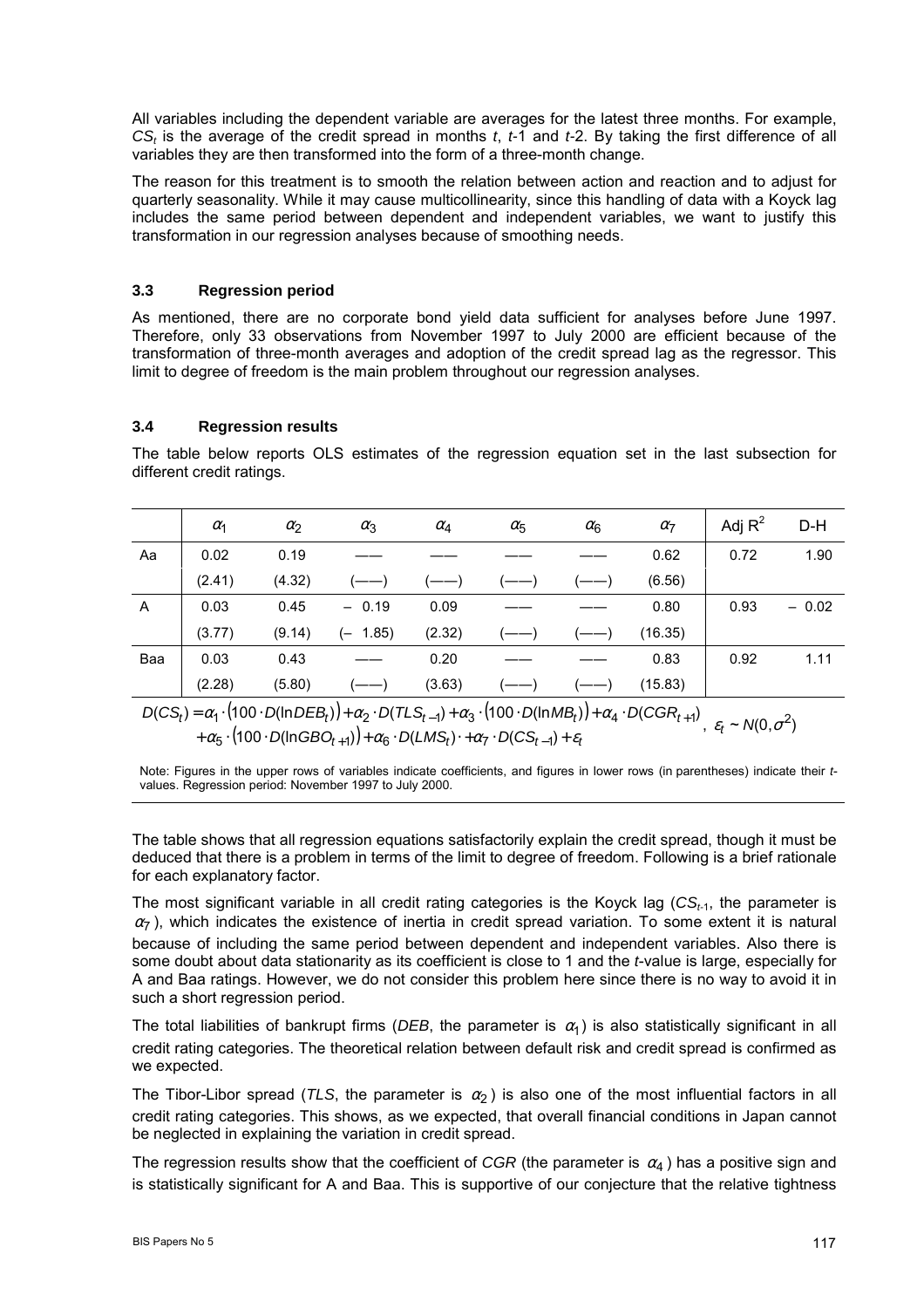All variables including the dependent variable are averages for the latest three months. For example, $CS_t$ is the average of the credit spread in months $t$, $t$-1 and $t$-2. By taking the first difference of all variables they are then transformed into the form of a three-month change.

The reason for this treatment is to smooth the relation between action and reaction and to adjust for quarterly seasonality. While it may cause multicollinearity, since this handling of data with a Koyck lag includes the same period between dependent and independent variables, we want to justify this transformation in our regression analyses because of smoothing needs.

### 3.3 Regression period

As mentioned, there are no corporate bond yield data sufficient for analyses before June 1997. Therefore, only 33 observations from November 1997 to July 2000 are efficient because of the transformation of three-month averages and adoption of the credit spread lag as the regressor. This limit to degree of freedom is the main problem throughout our regression analyses.

### 3.4 Regression results

The table below reports OLS estimates of the regression equation set in the last subsection for different credit ratings.

| | $\alpha_1$ | $\alpha_2$ | $\alpha_3$ | $\alpha_4$ | $\alpha_5$ | $\alpha_6$ | $\alpha_7$ | Adj $R^2$ | D-H |
|---|---|---|---|---|---|---|---|---|---|
| Aa | 0.02 | 0.19 | —— | —— | —— | —— | 0.62 | 0.72 | 1.90 |
| | (2.41) | (4.32) | (——) | (——) | (——) | (——) | (6.56) | | |
| A | 0.03 | 0.45 | – 0.19 | 0.09 | —— | —— | 0.80 | 0.93 | – 0.02 |
| | (3.77) | (9.14) | (– 1.85) | (2.32) | (——) | (——) | (16.35) | | |
| Baa | 0.03 | 0.43 | —— | 0.20 | —— | —— | 0.83 | 0.92 | 1.11 |
| | (2.28) | (5.80) | (——) | (3.63) | (——) | (——) | (15.83) | | |

$$D(CS_t) = \alpha_1 \cdot \left(100 \cdot D(\ln DEB_t)\right) + \alpha_2 \cdot D(TLS_{t-1}) + \alpha_3 \cdot \left(100 \cdot D(\ln MB_t)\right) + \alpha_4 \cdot D(CGR_{t+1}) + \alpha_5 \cdot \left(100 \cdot D(\ln GBO_{t+1})\right) + \alpha_6 \cdot D(LMS_t) \cdot + \alpha_7 \cdot D(CS_{t-1}) + \varepsilon_t, \quad \varepsilon_t \sim N(0, \sigma^2)$$

Note: Figures in the upper rows of variables indicate coefficients, and figures in lower rows (in parentheses) indicate their $t$-values. Regression period: November 1997 to July 2000.

The table shows that all regression equations satisfactorily explain the credit spread, though it must be deduced that there is a problem in terms of the limit to degree of freedom. Following is a brief rationale for each explanatory factor.

The most significant variable in all credit rating categories is the Koyck lag ($CS_{t-1}$, the parameter is $\alpha_7$), which indicates the existence of inertia in credit spread variation. To some extent it is natural because of including the same period between dependent and independent variables. Also there is some doubt about data stationarity as its coefficient is close to 1 and the $t$-value is large, especially for A and Baa ratings. However, we do not consider this problem here since there is no way to avoid it in such a short regression period.

The total liabilities of bankrupt firms (*DEB*, the parameter is $\alpha_1$) is also statistically significant in all credit rating categories. The theoretical relation between default risk and credit spread is confirmed as we expected.

The Tibor-Libor spread (*TLS*, the parameter is $\alpha_2$) is also one of the most influential factors in all credit rating categories. This shows, as we expected, that overall financial conditions in Japan cannot be neglected in explaining the variation in credit spread.

The regression results show that the coefficient of *CGR* (the parameter is $\alpha_4$) has a positive sign and is statistically significant for A and Baa. This is supportive of our conjecture that the relative tightness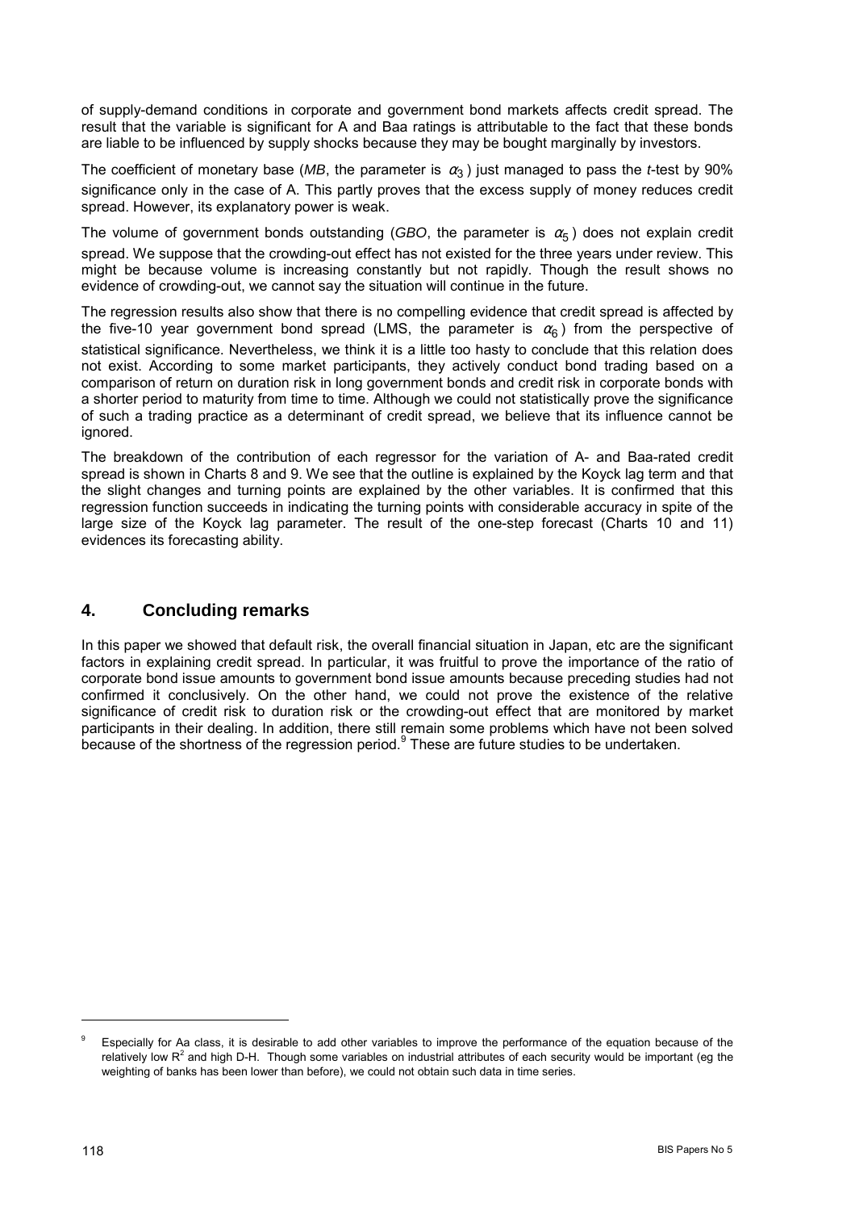of supply-demand conditions in corporate and government bond markets affects credit spread. The result that the variable is significant for A and Baa ratings is attributable to the fact that these bonds are liable to be influenced by supply shocks because they may be bought marginally by investors.

The coefficient of monetary base (*MB*, the parameter is $\alpha_3$) just managed to pass the *t*-test by 90% significance only in the case of A. This partly proves that the excess supply of money reduces credit spread. However, its explanatory power is weak.

The volume of government bonds outstanding (*GBO*, the parameter is $\alpha_5$) does not explain credit spread. We suppose that the crowding-out effect has not existed for the three years under review. This might be because volume is increasing constantly but not rapidly. Though the result shows no evidence of crowding-out, we cannot say the situation will continue in the future.

The regression results also show that there is no compelling evidence that credit spread is affected by the five-10 year government bond spread (LMS, the parameter is $\alpha_6$) from the perspective of statistical significance. Nevertheless, we think it is a little too hasty to conclude that this relation does not exist. According to some market participants, they actively conduct bond trading based on a comparison of return on duration risk in long government bonds and credit risk in corporate bonds with a shorter period to maturity from time to time. Although we could not statistically prove the significance of such a trading practice as a determinant of credit spread, we believe that its influence cannot be ignored.

The breakdown of the contribution of each regressor for the variation of A- and Baa-rated credit spread is shown in Charts 8 and 9. We see that the outline is explained by the Koyck lag term and that the slight changes and turning points are explained by the other variables. It is confirmed that this regression function succeeds in indicating the turning points with considerable accuracy in spite of the large size of the Koyck lag parameter. The result of the one-step forecast (Charts 10 and 11) evidences its forecasting ability.

## 4. Concluding remarks

In this paper we showed that default risk, the overall financial situation in Japan, etc are the significant factors in explaining credit spread. In particular, it was fruitful to prove the importance of the ratio of corporate bond issue amounts to government bond issue amounts because preceding studies had not confirmed it conclusively. On the other hand, we could not prove the existence of the relative significance of credit risk to duration risk or the crowding-out effect that are monitored by market participants in their dealing. In addition, there still remain some problems which have not been solved because of the shortness of the regression period.[9] These are future studies to be undertaken.

---

[9] Especially for Aa class, it is desirable to add other variables to improve the performance of the equation because of the relatively low $R^2$ and high D-H. Though some variables on industrial attributes of each security would be important (eg the weighting of banks has been lower than before), we could not obtain such data in time series.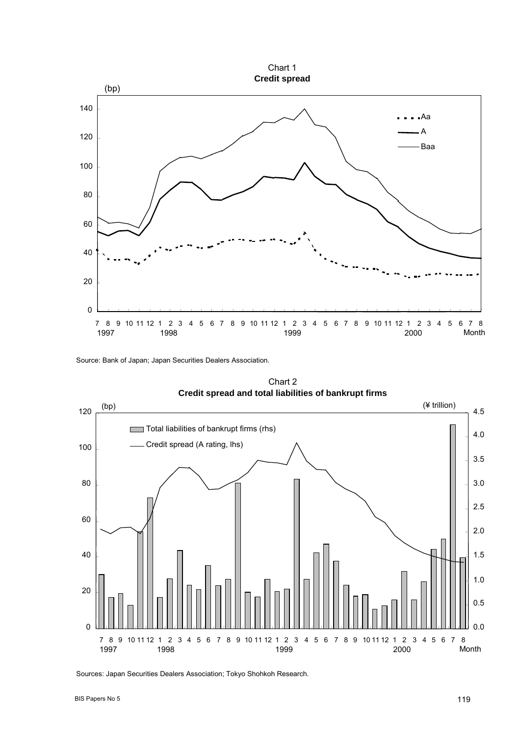Chart 1
**Credit spread**

Source: Bank of Japan; Japan Securities Dealers Association.

Chart 2
**Credit spread and total liabilities of bankrupt firms**

Sources: Japan Securities Dealers Association; Tokyo Shohkoh Research.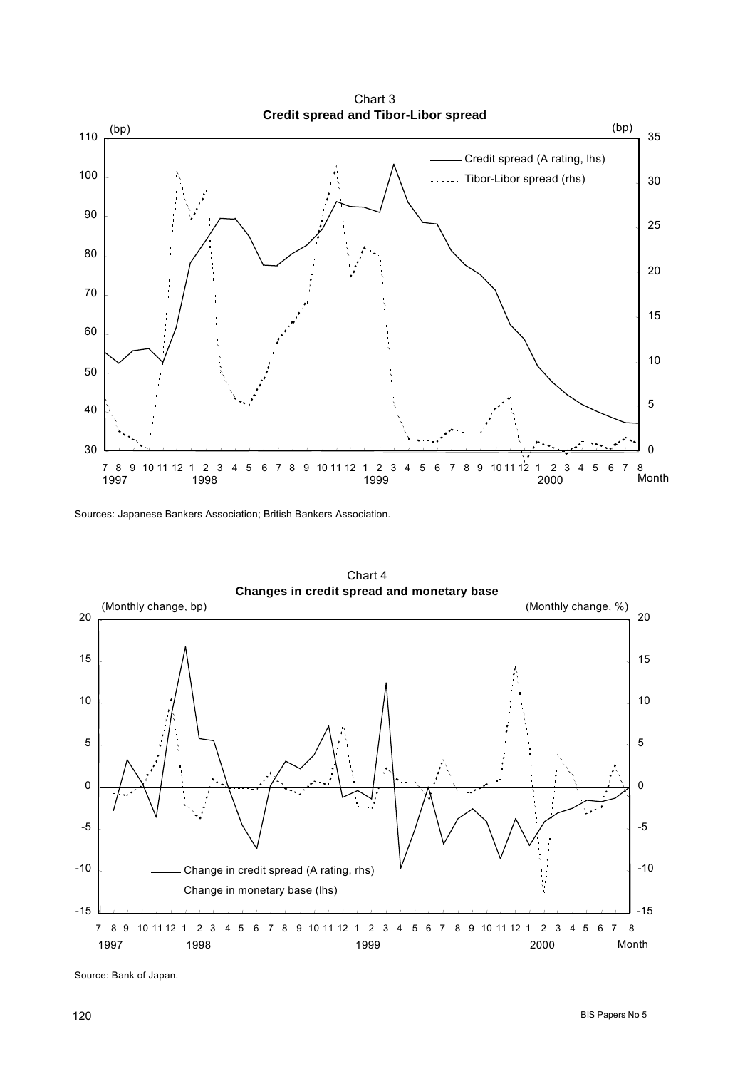Chart 3
**Credit spread and Tibor-Libor spread**

Sources: Japanese Bankers Association; British Bankers Association.

Chart 4
**Changes in credit spread and monetary base**

Source: Bank of Japan.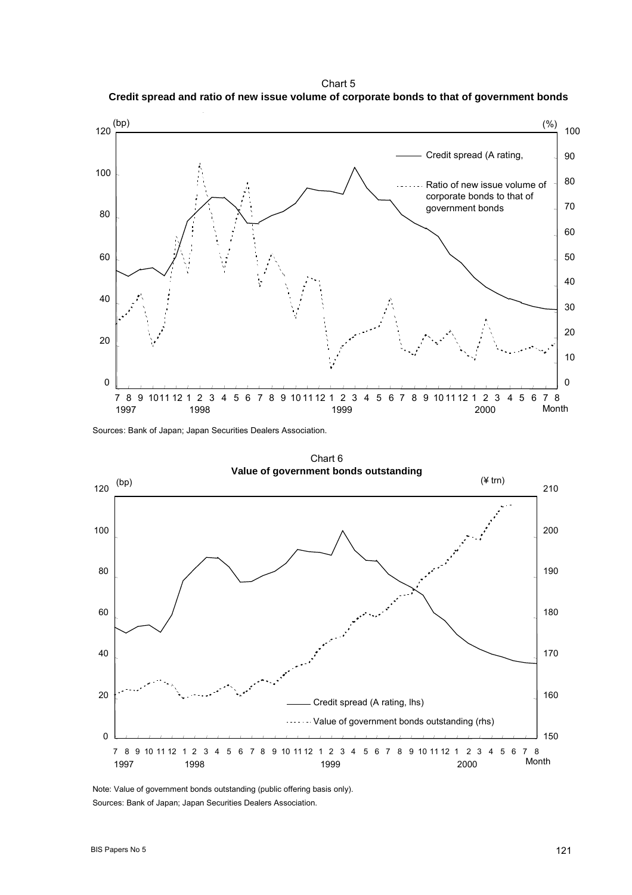Chart 5
**Credit spread and ratio of new issue volume of corporate bonds to that of government bonds**

(bp) (%)

Credit spread (A rating,

Ratio of new issue volume of corporate bonds to that of government bonds

Sources: Bank of Japan; Japan Securities Dealers Association.

Chart 6
**Value of government bonds outstanding**

(bp) (¥ trn)

Credit spread (A rating, lhs)

Value of government bonds outstanding (rhs)

Note: Value of government bonds outstanding (public offering basis only).
Sources: Bank of Japan; Japan Securities Dealers Association.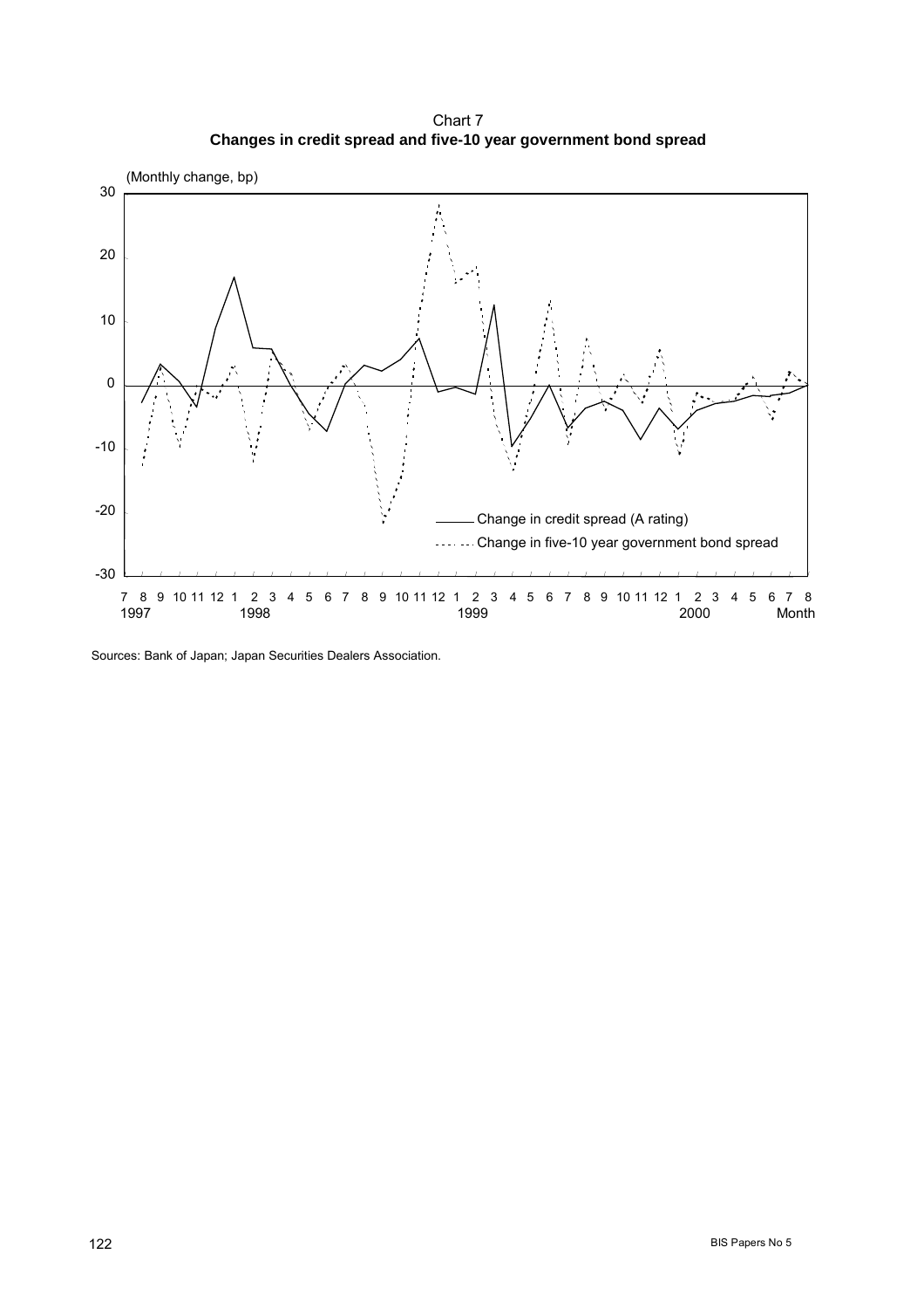Chart 7

**Changes in credit spread and five-10 year government bond spread**

(Monthly change, bp)

Change in credit spread (A rating)

Change in five-10 year government bond spread

Sources: Bank of Japan; Japan Securities Dealers Association.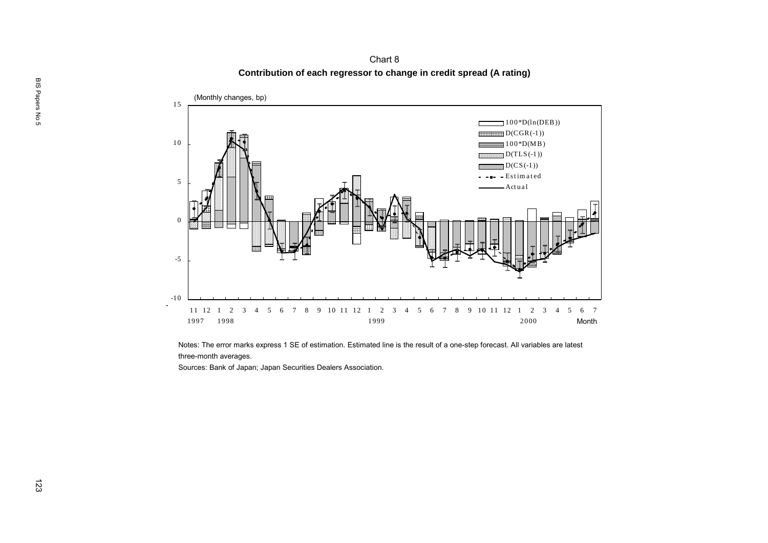Chart 8

**Contribution of each regressor to change in credit spread (A rating)**

(Monthly changes, bp)

Legend: 100*D(ln(DEB)); D(CGR(-1)); 100*D(MB); D(TLS(-1)); D(CS(-1)); Estimated; Actual

Month: 11 12 1997; 1 2 3 4 5 6 7 8 9 10 11 12 1998; 1 2 3 4 5 6 7 8 9 10 11 12 1999; 1 2 3 4 5 6 7 2000

Notes: The error marks express 1 SE of estimation. Estimated line is the result of a one-step forecast. All variables are latest three-month averages.

Sources: Bank of Japan; Japan Securities Dealers Association.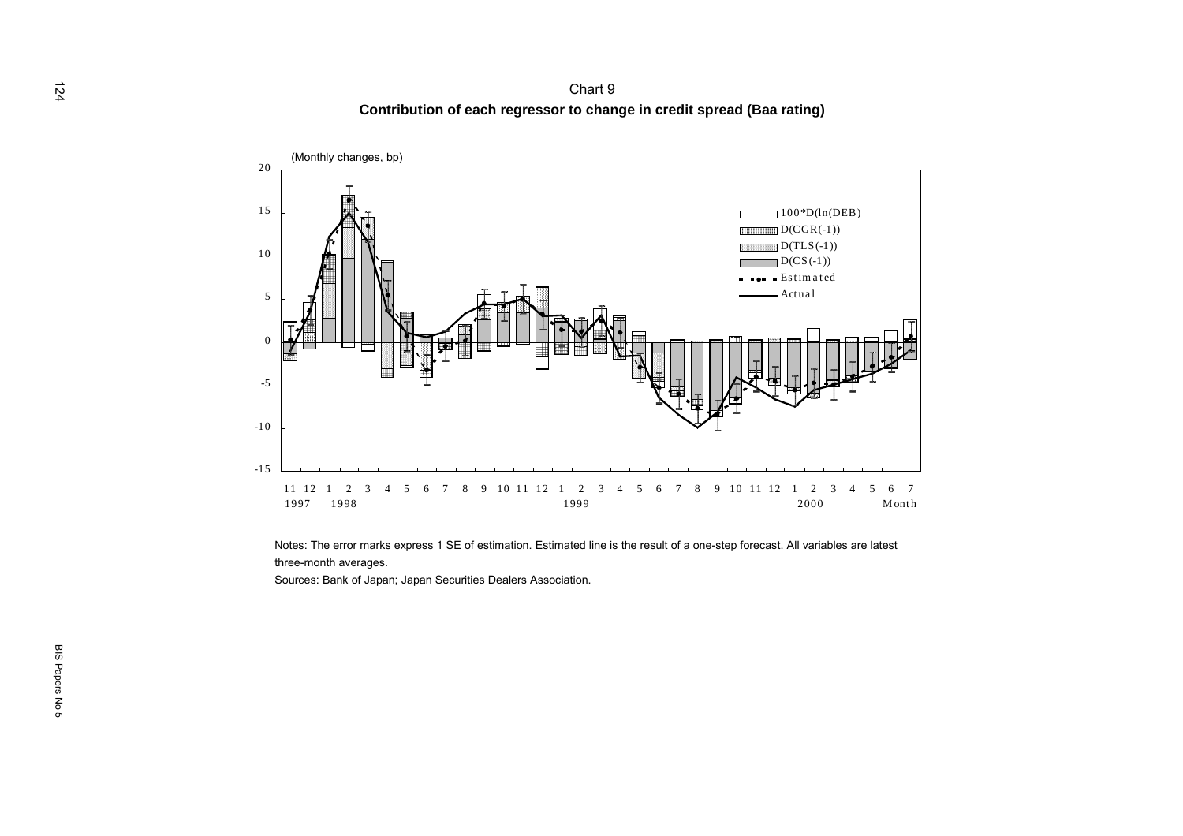Chart 9

**Contribution of each regressor to change in credit spread (Baa rating)**

(Monthly changes, bp)

Legend: 100*D(ln(DEB)); D(CGR(-1)); D(TLS(-1)); D(CS(-1)); Estimated; Actual

Notes: The error marks express 1 SE of estimation. Estimated line is the result of a one-step forecast. All variables are latest three-month averages.

Sources: Bank of Japan; Japan Securities Dealers Association.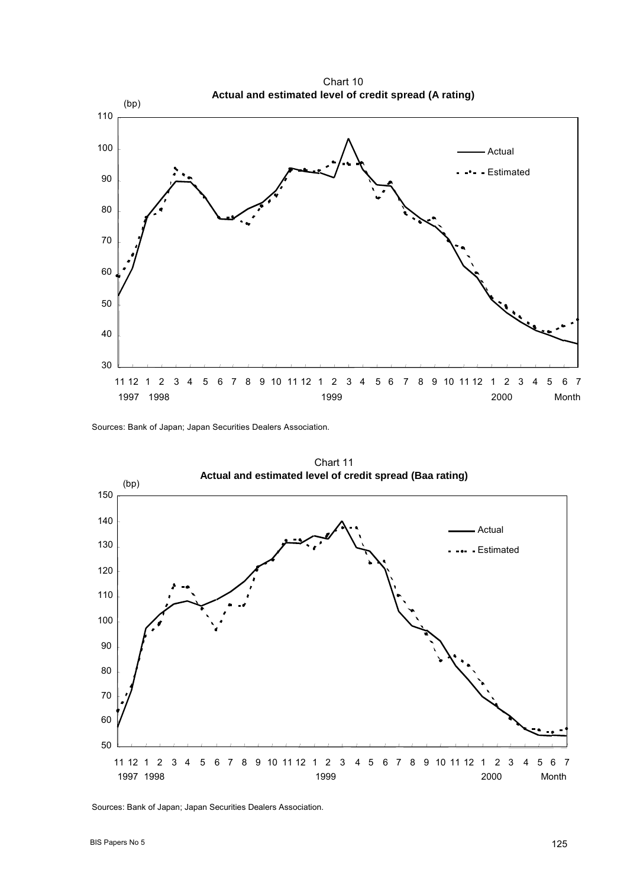Chart 10
**Actual and estimated level of credit spread (A rating)**

Sources: Bank of Japan; Japan Securities Dealers Association.

Chart 11
**Actual and estimated level of credit spread (Baa rating)**

Sources: Bank of Japan; Japan Securities Dealers Association.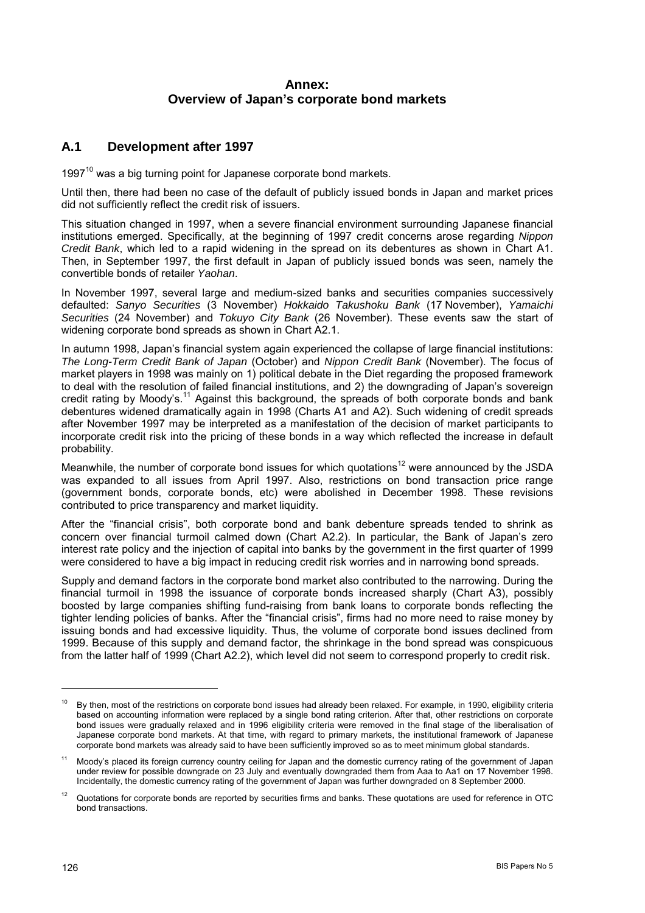# Annex: Overview of Japan's corporate bond markets

## A.1 Development after 1997

1997[10] was a big turning point for Japanese corporate bond markets.

Until then, there had been no case of the default of publicly issued bonds in Japan and market prices did not sufficiently reflect the credit risk of issuers.

This situation changed in 1997, when a severe financial environment surrounding Japanese financial institutions emerged. Specifically, at the beginning of 1997 credit concerns arose regarding *Nippon Credit Bank*, which led to a rapid widening in the spread on its debentures as shown in Chart A1. Then, in September 1997, the first default in Japan of publicly issued bonds was seen, namely the convertible bonds of retailer *Yaohan*.

In November 1997, several large and medium-sized banks and securities companies successively defaulted: *Sanyo Securities* (3 November) *Hokkaido Takushoku Bank* (17 November), *Yamaichi Securities* (24 November) and *Tokuyo City Bank* (26 November). These events saw the start of widening corporate bond spreads as shown in Chart A2.1.

In autumn 1998, Japan's financial system again experienced the collapse of large financial institutions: *The Long-Term Credit Bank of Japan* (October) and *Nippon Credit Bank* (November). The focus of market players in 1998 was mainly on 1) political debate in the Diet regarding the proposed framework to deal with the resolution of failed financial institutions, and 2) the downgrading of Japan's sovereign credit rating by Moody's.[11] Against this background, the spreads of both corporate bonds and bank debentures widened dramatically again in 1998 (Charts A1 and A2). Such widening of credit spreads after November 1997 may be interpreted as a manifestation of the decision of market participants to incorporate credit risk into the pricing of these bonds in a way which reflected the increase in default probability.

Meanwhile, the number of corporate bond issues for which quotations[12] were announced by the JSDA was expanded to all issues from April 1997. Also, restrictions on bond transaction price range (government bonds, corporate bonds, etc) were abolished in December 1998. These revisions contributed to price transparency and market liquidity.

After the "financial crisis", both corporate bond and bank debenture spreads tended to shrink as concern over financial turmoil calmed down (Chart A2.2). In particular, the Bank of Japan's zero interest rate policy and the injection of capital into banks by the government in the first quarter of 1999 were considered to have a big impact in reducing credit risk worries and in narrowing bond spreads.

Supply and demand factors in the corporate bond market also contributed to the narrowing. During the financial turmoil in 1998 the issuance of corporate bonds increased sharply (Chart A3), possibly boosted by large companies shifting fund-raising from bank loans to corporate bonds reflecting the tighter lending policies of banks. After the "financial crisis", firms had no more need to raise money by issuing bonds and had excessive liquidity. Thus, the volume of corporate bond issues declined from 1999. Because of this supply and demand factor, the shrinkage in the bond spread was conspicuous from the latter half of 1999 (Chart A2.2), which level did not seem to correspond properly to credit risk.

---

[10] By then, most of the restrictions on corporate bond issues had already been relaxed. For example, in 1990, eligibility criteria based on accounting information were replaced by a single bond rating criterion. After that, other restrictions on corporate bond issues were gradually relaxed and in 1996 eligibility criteria were removed in the final stage of the liberalisation of Japanese corporate bond markets. At that time, with regard to primary markets, the institutional framework of Japanese corporate bond markets was already said to have been sufficiently improved so as to meet minimum global standards.

[11] Moody's placed its foreign currency country ceiling for Japan and the domestic currency rating of the government of Japan under review for possible downgrade on 23 July and eventually downgraded them from Aaa to Aa1 on 17 November 1998. Incidentally, the domestic currency rating of the government of Japan was further downgraded on 8 September 2000.

[12] Quotations for corporate bonds are reported by securities firms and banks. These quotations are used for reference in OTC bond transactions.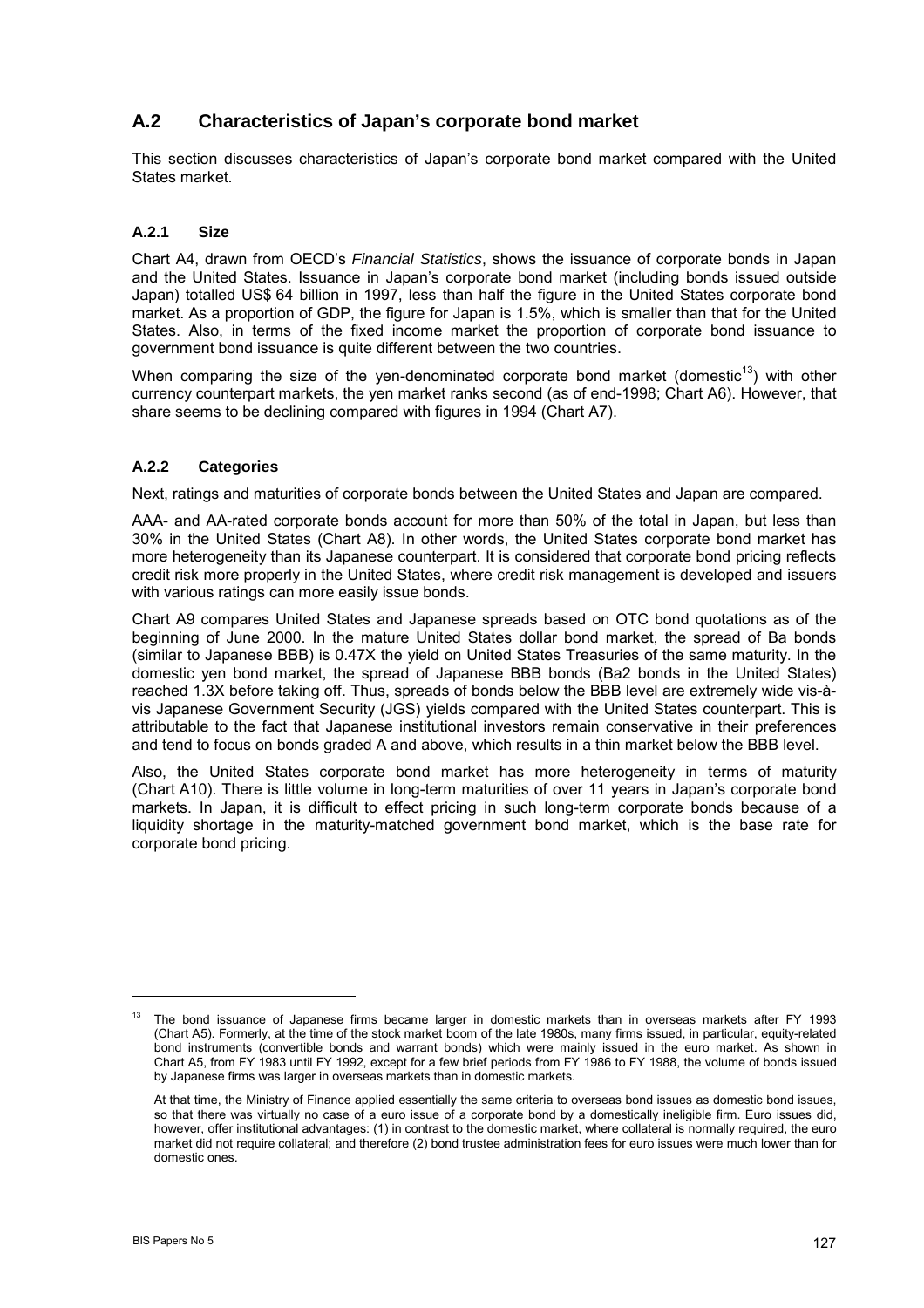## A.2 Characteristics of Japan's corporate bond market

This section discusses characteristics of Japan's corporate bond market compared with the United States market.

### A.2.1 Size

Chart A4, drawn from OECD's *Financial Statistics*, shows the issuance of corporate bonds in Japan and the United States. Issuance in Japan's corporate bond market (including bonds issued outside Japan) totalled US$ 64 billion in 1997, less than half the figure in the United States corporate bond market. As a proportion of GDP, the figure for Japan is 1.5%, which is smaller than that for the United States. Also, in terms of the fixed income market the proportion of corporate bond issuance to government bond issuance is quite different between the two countries.

When comparing the size of the yen-denominated corporate bond market (domestic[13]) with other currency counterpart markets, the yen market ranks second (as of end-1998; Chart A6). However, that share seems to be declining compared with figures in 1994 (Chart A7).

### A.2.2 Categories

Next, ratings and maturities of corporate bonds between the United States and Japan are compared.

AAA- and AA-rated corporate bonds account for more than 50% of the total in Japan, but less than 30% in the United States (Chart A8). In other words, the United States corporate bond market has more heterogeneity than its Japanese counterpart. It is considered that corporate bond pricing reflects credit risk more properly in the United States, where credit risk management is developed and issuers with various ratings can more easily issue bonds.

Chart A9 compares United States and Japanese spreads based on OTC bond quotations as of the beginning of June 2000. In the mature United States dollar bond market, the spread of Ba bonds (similar to Japanese BBB) is 0.47X the yield on United States Treasuries of the same maturity. In the domestic yen bond market, the spread of Japanese BBB bonds (Ba2 bonds in the United States) reached 1.3X before taking off. Thus, spreads of bonds below the BBB level are extremely wide vis-à-vis Japanese Government Security (JGS) yields compared with the United States counterpart. This is attributable to the fact that Japanese institutional investors remain conservative in their preferences and tend to focus on bonds graded A and above, which results in a thin market below the BBB level.

Also, the United States corporate bond market has more heterogeneity in terms of maturity (Chart A10). There is little volume in long-term maturities of over 11 years in Japan's corporate bond markets. In Japan, it is difficult to effect pricing in such long-term corporate bonds because of a liquidity shortage in the maturity-matched government bond market, which is the base rate for corporate bond pricing.

---

[13] The bond issuance of Japanese firms became larger in domestic markets than in overseas markets after FY 1993 (Chart A5). Formerly, at the time of the stock market boom of the late 1980s, many firms issued, in particular, equity-related bond instruments (convertible bonds and warrant bonds) which were mainly issued in the euro market. As shown in Chart A5, from FY 1983 until FY 1992, except for a few brief periods from FY 1986 to FY 1988, the volume of bonds issued by Japanese firms was larger in overseas markets than in domestic markets.

At that time, the Ministry of Finance applied essentially the same criteria to overseas bond issues as domestic bond issues, so that there was virtually no case of a euro issue of a corporate bond by a domestically ineligible firm. Euro issues did, however, offer institutional advantages: (1) in contrast to the domestic market, where collateral is normally required, the euro market did not require collateral; and therefore (2) bond trustee administration fees for euro issues were much lower than for domestic ones.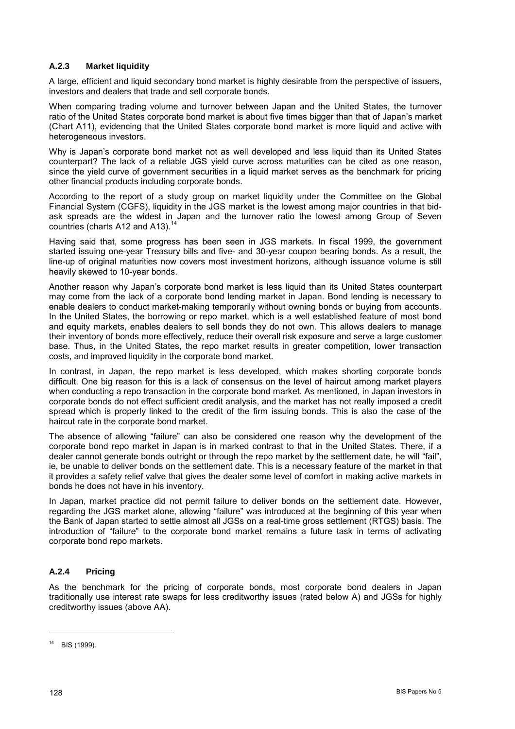### A.2.3 Market liquidity

A large, efficient and liquid secondary bond market is highly desirable from the perspective of issuers, investors and dealers that trade and sell corporate bonds.

When comparing trading volume and turnover between Japan and the United States, the turnover ratio of the United States corporate bond market is about five times bigger than that of Japan's market (Chart A11), evidencing that the United States corporate bond market is more liquid and active with heterogeneous investors.

Why is Japan's corporate bond market not as well developed and less liquid than its United States counterpart? The lack of a reliable JGS yield curve across maturities can be cited as one reason, since the yield curve of government securities in a liquid market serves as the benchmark for pricing other financial products including corporate bonds.

According to the report of a study group on market liquidity under the Committee on the Global Financial System (CGFS), liquidity in the JGS market is the lowest among major countries in that bid-ask spreads are the widest in Japan and the turnover ratio the lowest among Group of Seven countries (charts A12 and A13).[14]

Having said that, some progress has been seen in JGS markets. In fiscal 1999, the government started issuing one-year Treasury bills and five- and 30-year coupon bearing bonds. As a result, the line-up of original maturities now covers most investment horizons, although issuance volume is still heavily skewed to 10-year bonds.

Another reason why Japan's corporate bond market is less liquid than its United States counterpart may come from the lack of a corporate bond lending market in Japan. Bond lending is necessary to enable dealers to conduct market-making temporarily without owning bonds or buying from accounts. In the United States, the borrowing or repo market, which is a well established feature of most bond and equity markets, enables dealers to sell bonds they do not own. This allows dealers to manage their inventory of bonds more effectively, reduce their overall risk exposure and serve a large customer base. Thus, in the United States, the repo market results in greater competition, lower transaction costs, and improved liquidity in the corporate bond market.

In contrast, in Japan, the repo market is less developed, which makes shorting corporate bonds difficult. One big reason for this is a lack of consensus on the level of haircut among market players when conducting a repo transaction in the corporate bond market. As mentioned, in Japan investors in corporate bonds do not effect sufficient credit analysis, and the market has not really imposed a credit spread which is properly linked to the credit of the firm issuing bonds. This is also the case of the haircut rate in the corporate bond market.

The absence of allowing "failure" can also be considered one reason why the development of the corporate bond repo market in Japan is in marked contrast to that in the United States. There, if a dealer cannot generate bonds outright or through the repo market by the settlement date, he will "fail", ie, be unable to deliver bonds on the settlement date. This is a necessary feature of the market in that it provides a safety relief valve that gives the dealer some level of comfort in making active markets in bonds he does not have in his inventory.

In Japan, market practice did not permit failure to deliver bonds on the settlement date. However, regarding the JGS market alone, allowing "failure" was introduced at the beginning of this year when the Bank of Japan started to settle almost all JGSs on a real-time gross settlement (RTGS) basis. The introduction of "failure" to the corporate bond market remains a future task in terms of activating corporate bond repo markets.

### A.2.4 Pricing

As the benchmark for the pricing of corporate bonds, most corporate bond dealers in Japan traditionally use interest rate swaps for less creditworthy issues (rated below A) and JGSs for highly creditworthy issues (above AA).

---

[14] BIS (1999).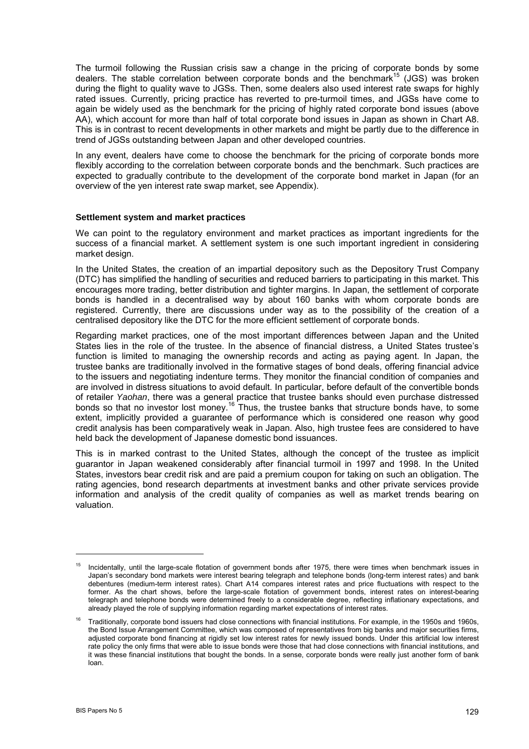The turmoil following the Russian crisis saw a change in the pricing of corporate bonds by some dealers. The stable correlation between corporate bonds and the benchmark[15] (JGS) was broken during the flight to quality wave to JGSs. Then, some dealers also used interest rate swaps for highly rated issues. Currently, pricing practice has reverted to pre-turmoil times, and JGSs have come to again be widely used as the benchmark for the pricing of highly rated corporate bond issues (above AA), which account for more than half of total corporate bond issues in Japan as shown in Chart A8. This is in contrast to recent developments in other markets and might be partly due to the difference in trend of JGSs outstanding between Japan and other developed countries.

In any event, dealers have come to choose the benchmark for the pricing of corporate bonds more flexibly according to the correlation between corporate bonds and the benchmark. Such practices are expected to gradually contribute to the development of the corporate bond market in Japan (for an overview of the yen interest rate swap market, see Appendix).

### Settlement system and market practices

We can point to the regulatory environment and market practices as important ingredients for the success of a financial market. A settlement system is one such important ingredient in considering market design.

In the United States, the creation of an impartial depository such as the Depository Trust Company (DTC) has simplified the handling of securities and reduced barriers to participating in this market. This encourages more trading, better distribution and tighter margins. In Japan, the settlement of corporate bonds is handled in a decentralised way by about 160 banks with whom corporate bonds are registered. Currently, there are discussions under way as to the possibility of the creation of a centralised depository like the DTC for the more efficient settlement of corporate bonds.

Regarding market practices, one of the most important differences between Japan and the United States lies in the role of the trustee. In the absence of financial distress, a United States trustee's function is limited to managing the ownership records and acting as paying agent. In Japan, the trustee banks are traditionally involved in the formative stages of bond deals, offering financial advice to the issuers and negotiating indenture terms. They monitor the financial condition of companies and are involved in distress situations to avoid default. In particular, before default of the convertible bonds of retailer *Yaohan*, there was a general practice that trustee banks should even purchase distressed bonds so that no investor lost money.[16] Thus, the trustee banks that structure bonds have, to some extent, implicitly provided a guarantee of performance which is considered one reason why good credit analysis has been comparatively weak in Japan. Also, high trustee fees are considered to have held back the development of Japanese domestic bond issuances.

This is in marked contrast to the United States, although the concept of the trustee as implicit guarantor in Japan weakened considerably after financial turmoil in 1997 and 1998. In the United States, investors bear credit risk and are paid a premium coupon for taking on such an obligation. The rating agencies, bond research departments at investment banks and other private services provide information and analysis of the credit quality of companies as well as market trends bearing on valuation.

---

[15] Incidentally, until the large-scale flotation of government bonds after 1975, there were times when benchmark issues in Japan's secondary bond markets were interest bearing telegraph and telephone bonds (long-term interest rates) and bank debentures (medium-term interest rates). Chart A14 compares interest rates and price fluctuations with respect to the former. As the chart shows, before the large-scale flotation of government bonds, interest rates on interest-bearing telegraph and telephone bonds were determined freely to a considerable degree, reflecting inflationary expectations, and already played the role of supplying information regarding market expectations of interest rates.

[16] Traditionally, corporate bond issuers had close connections with financial institutions. For example, in the 1950s and 1960s, the Bond Issue Arrangement Committee, which was composed of representatives from big banks and major securities firms, adjusted corporate bond financing at rigidly set low interest rates for newly issued bonds. Under this artificial low interest rate policy the only firms that were able to issue bonds were those that had close connections with financial institutions, and it was these financial institutions that bought the bonds. In a sense, corporate bonds were really just another form of bank loan.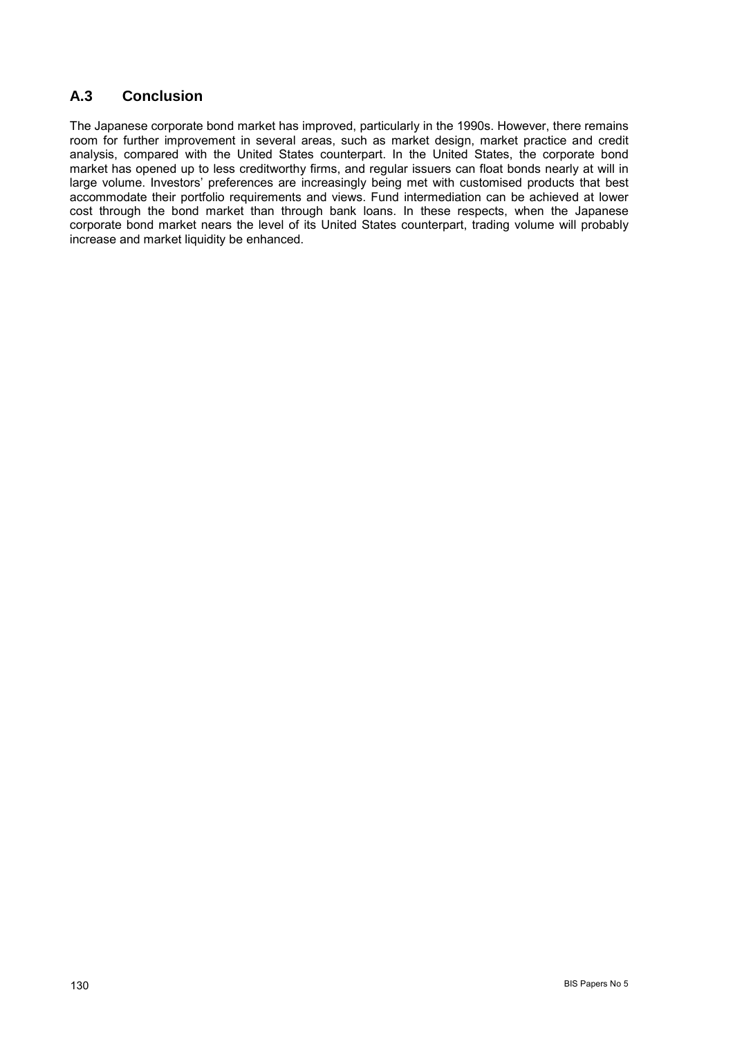## A.3 Conclusion

The Japanese corporate bond market has improved, particularly in the 1990s. However, there remains room for further improvement in several areas, such as market design, market practice and credit analysis, compared with the United States counterpart. In the United States, the corporate bond market has opened up to less creditworthy firms, and regular issuers can float bonds nearly at will in large volume. Investors' preferences are increasingly being met with customised products that best accommodate their portfolio requirements and views. Fund intermediation can be achieved at lower cost through the bond market than through bank loans. In these respects, when the Japanese corporate bond market nears the level of its United States counterpart, trading volume will probably increase and market liquidity be enhanced.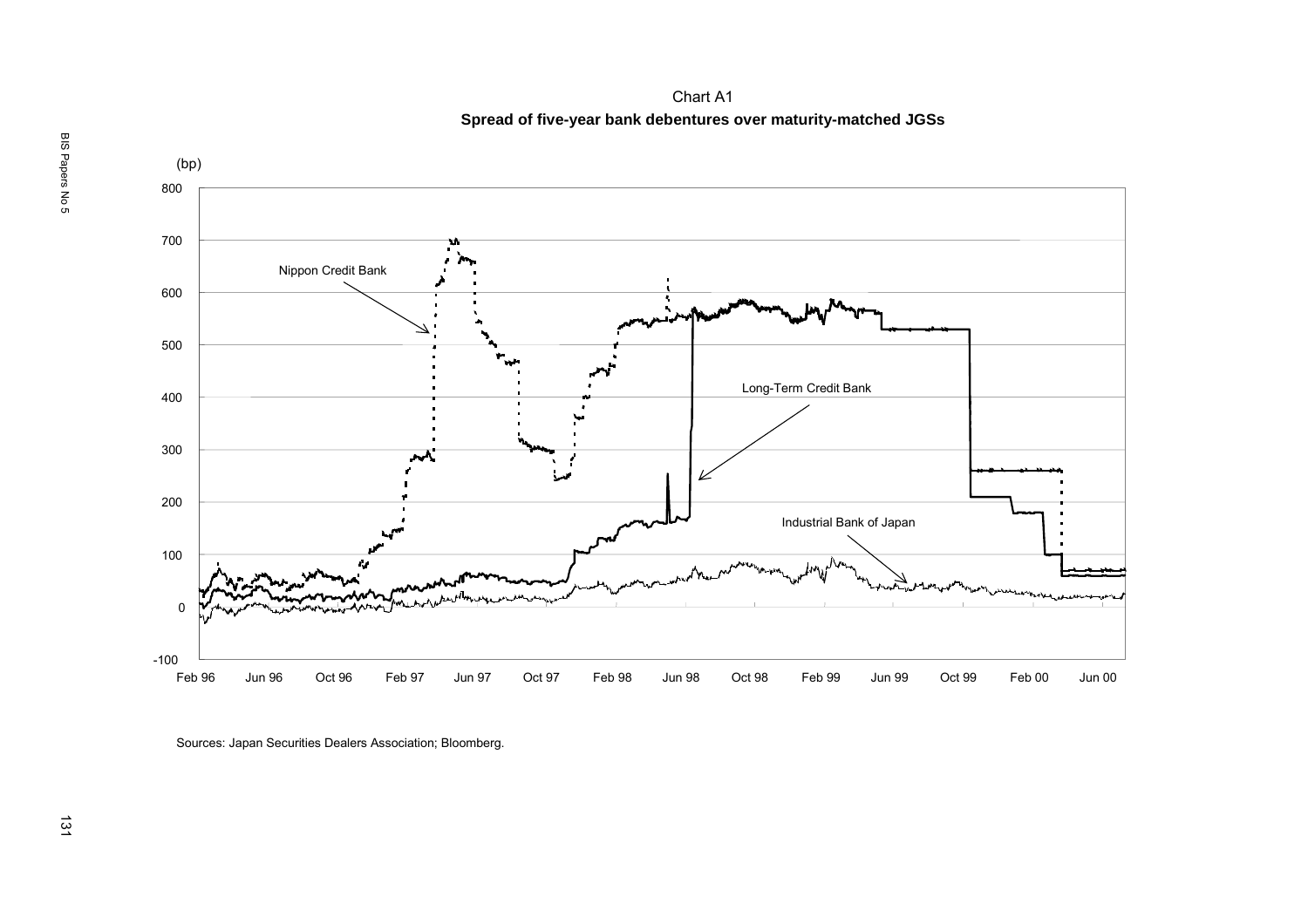Chart A1

**Spread of five-year bank debentures over maturity-matched JGSs**

Sources: Japan Securities Dealers Association; Bloomberg.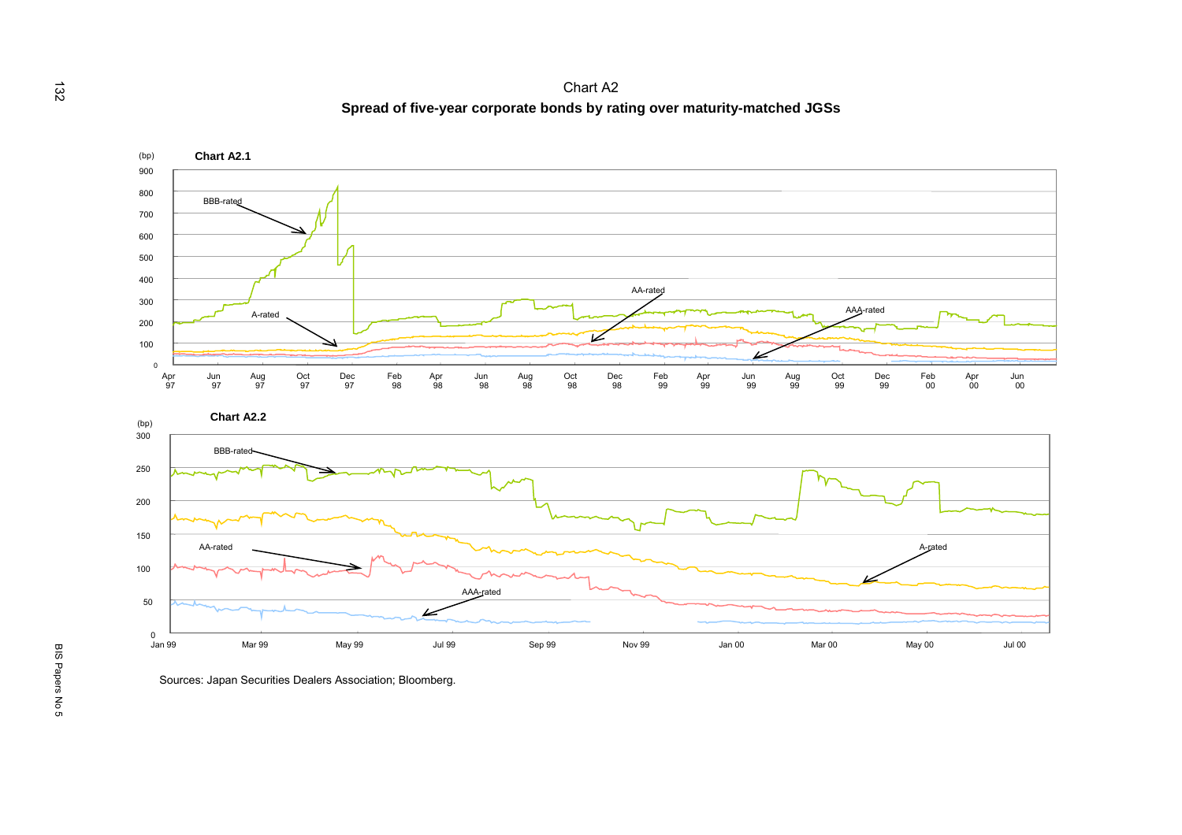Chart A2

**Spread of five-year corporate bonds by rating over maturity-matched JGSs**

**Chart A2.1**

(bp)

BBB-rated

A-rated

AA-rated

AAA-rated

Apr 97, Jun 97, Aug 97, Oct 97, Dec 97, Feb 98, Apr 98, Jun 98, Aug 98, Oct 98, Dec 98, Feb 99, Apr 99, Jun 99, Aug 99, Oct 99, Dec 99, Feb 00, Apr 00, Jun 00

**Chart A2.2**

(bp)

BBB-rated

AA-rated

A-rated

AAA-rated

Jan 99, Mar 99, May 99, Jul 99, Sep 99, Nov 99, Jan 00, Mar 00, May 00, Jul 00

Sources: Japan Securities Dealers Association; Bloomberg.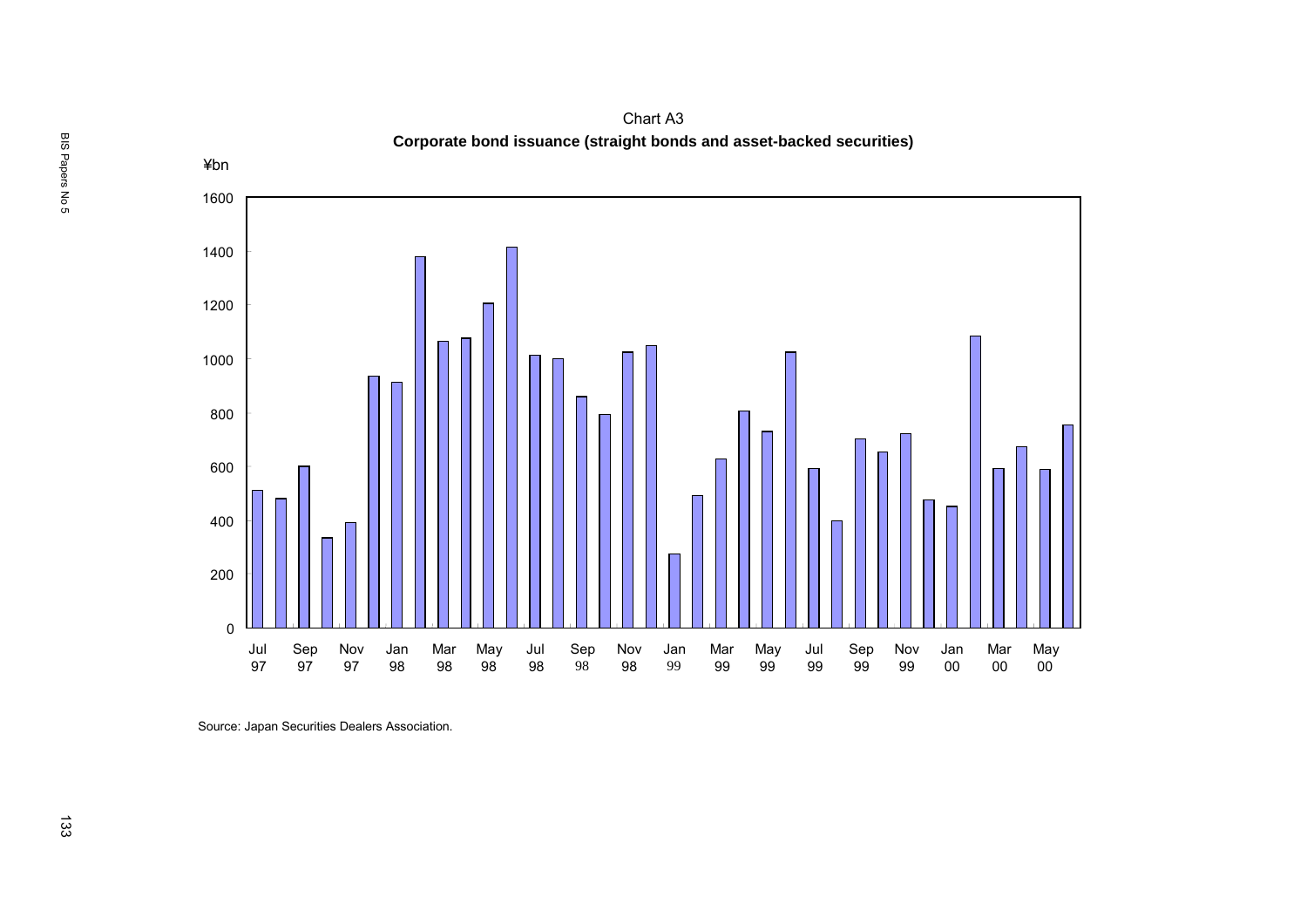Chart A3

**Corporate bond issuance (straight bonds and asset-backed securities)**

¥bn

Source: Japan Securities Dealers Association.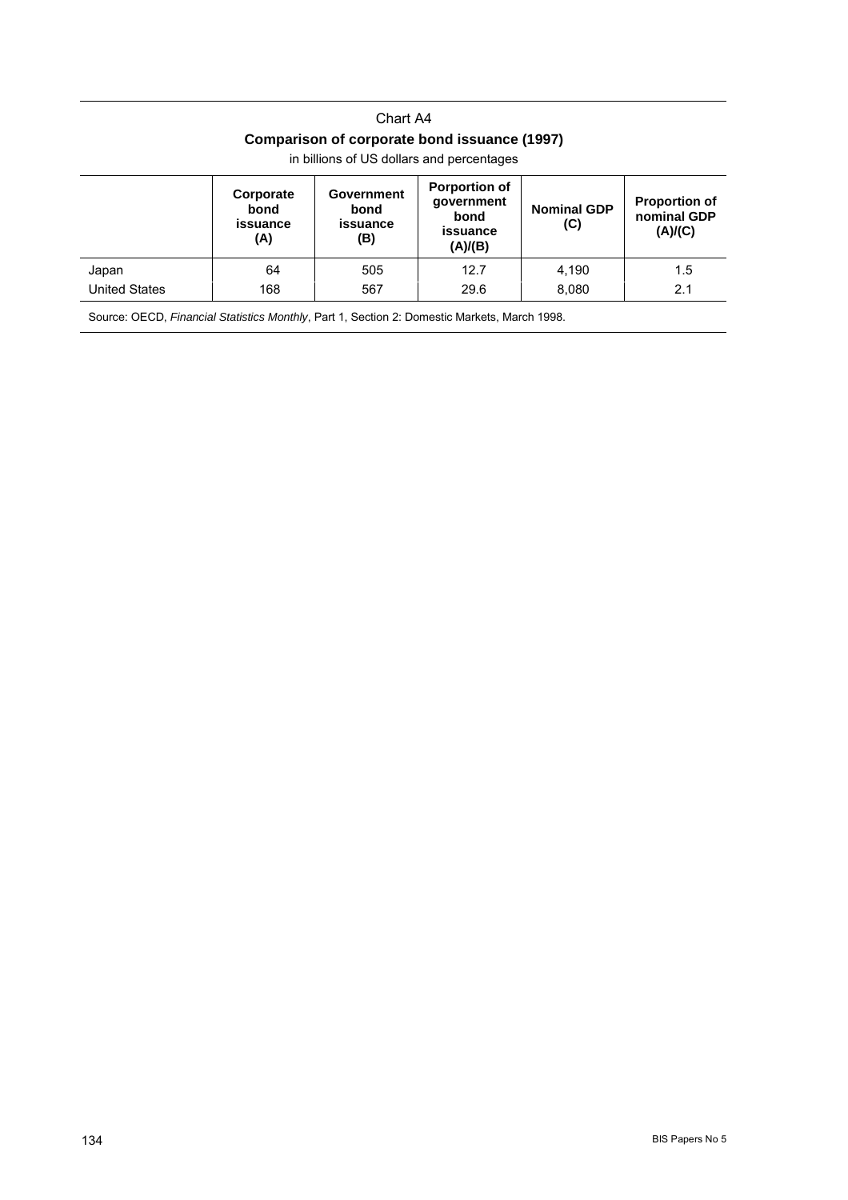Chart A4

**Comparison of corporate bond issuance (1997)**

in billions of US dollars and percentages

| | Corporate bond issuance (A) | Government bond issuance (B) | Porportion of government bond issuance (A)/(B) | Nominal GDP (C) | Proportion of nominal GDP (A)/(C) |
|---|---|---|---|---|---|
| Japan | 64 | 505 | 12.7 | 4,190 | 1.5 |
| United States | 168 | 567 | 29.6 | 8,080 | 2.1 |

Source: OECD, *Financial Statistics Monthly*, Part 1, Section 2: Domestic Markets, March 1998.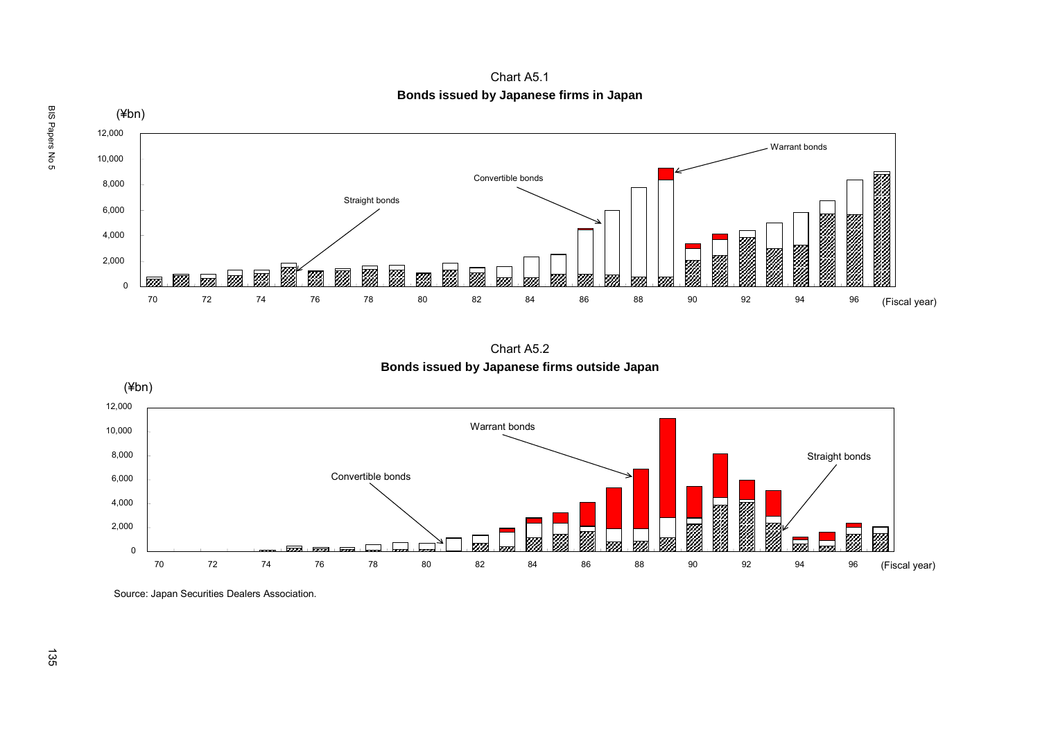Chart A5.1

**Bonds issued by Japanese firms in Japan**

(¥bn)

12,000
10,000
8,000
6,000
4,000
2,000
0

70 72 74 76 78 80 82 84 86 88 90 92 94 96 (Fiscal year)

Warrant bonds

Convertible bonds

Straight bonds

Chart A5.2

**Bonds issued by Japanese firms outside Japan**

(¥bn)

12,000
10,000
8,000
6,000
4,000
2,000
0

70 72 74 76 78 80 82 84 86 88 90 92 94 96 (Fiscal year)

Warrant bonds

Straight bonds

Convertible bonds

Source: Japan Securities Dealers Association.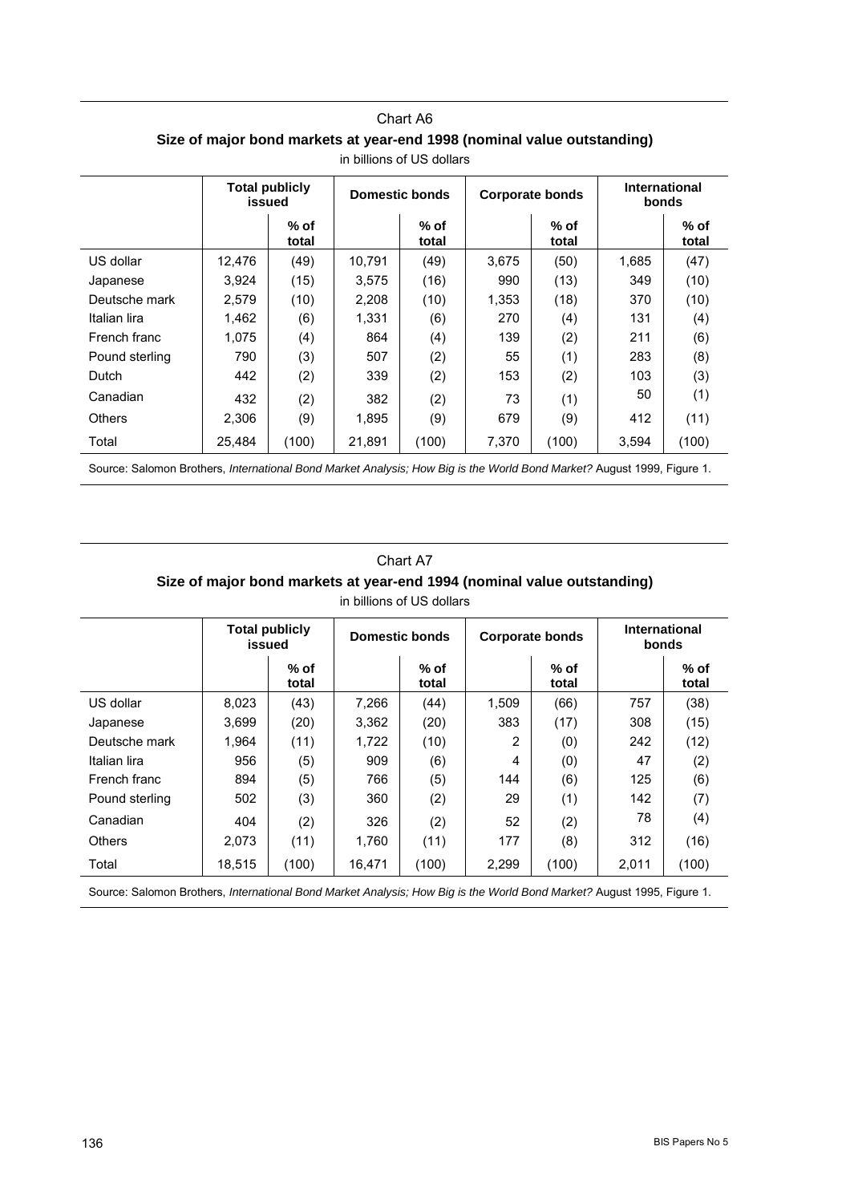Chart A6

**Size of major bond markets at year-end 1998 (nominal value outstanding)**

in billions of US dollars

| | Total publicly issued | | Domestic bonds | | Corporate bonds | | International bonds | |
|---|---|---|---|---|---|---|---|---|
| | | % of total | | % of total | | % of total | | % of total |
| US dollar | 12,476 | (49) | 10,791 | (49) | 3,675 | (50) | 1,685 | (47) |
| Japanese | 3,924 | (15) | 3,575 | (16) | 990 | (13) | 349 | (10) |
| Deutsche mark | 2,579 | (10) | 2,208 | (10) | 1,353 | (18) | 370 | (10) |
| Italian lira | 1,462 | (6) | 1,331 | (6) | 270 | (4) | 131 | (4) |
| French franc | 1,075 | (4) | 864 | (4) | 139 | (2) | 211 | (6) |
| Pound sterling | 790 | (3) | 507 | (2) | 55 | (1) | 283 | (8) |
| Dutch | 442 | (2) | 339 | (2) | 153 | (2) | 103 | (3) |
| Canadian | 432 | (2) | 382 | (2) | 73 | (1) | 50 | (1) |
| Others | 2,306 | (9) | 1,895 | (9) | 679 | (9) | 412 | (11) |
| Total | 25,484 | (100) | 21,891 | (100) | 7,370 | (100) | 3,594 | (100) |

Source: Salomon Brothers, *International Bond Market Analysis; How Big is the World Bond Market?* August 1999, Figure 1.

Chart A7

**Size of major bond markets at year-end 1994 (nominal value outstanding)**

in billions of US dollars

| | Total publicly issued | | Domestic bonds | | Corporate bonds | | International bonds | |
|---|---|---|---|---|---|---|---|---|
| | | % of total | | % of total | | % of total | | % of total |
| US dollar | 8,023 | (43) | 7,266 | (44) | 1,509 | (66) | 757 | (38) |
| Japanese | 3,699 | (20) | 3,362 | (20) | 383 | (17) | 308 | (15) |
| Deutsche mark | 1,964 | (11) | 1,722 | (10) | 2 | (0) | 242 | (12) |
| Italian lira | 956 | (5) | 909 | (6) | 4 | (0) | 47 | (2) |
| French franc | 894 | (5) | 766 | (5) | 144 | (6) | 125 | (6) |
| Pound sterling | 502 | (3) | 360 | (2) | 29 | (1) | 142 | (7) |
| Canadian | 404 | (2) | 326 | (2) | 52 | (2) | 78 | (4) |
| Others | 2,073 | (11) | 1,760 | (11) | 177 | (8) | 312 | (16) |
| Total | 18,515 | (100) | 16,471 | (100) | 2,299 | (100) | 2,011 | (100) |

Source: Salomon Brothers, *International Bond Market Analysis; How Big is the World Bond Market?* August 1995, Figure 1.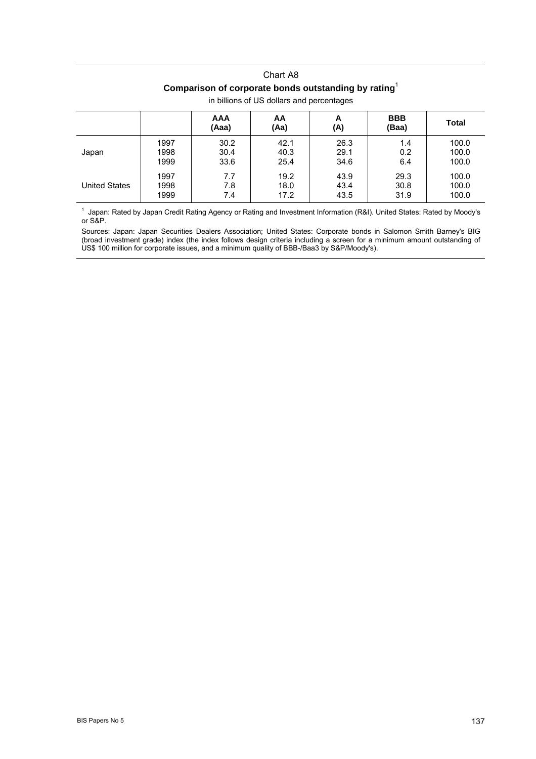Chart A8

**Comparison of corporate bonds outstanding by rating**[1]

in billions of US dollars and percentages

| | | AAA (Aaa) | AA (Aa) | A (A) | BBB (Baa) | Total |
|---|---|---|---|---|---|---|
| Japan | 1997 | 30.2 | 42.1 | 26.3 | 1.4 | 100.0 |
| | 1998 | 30.4 | 40.3 | 29.1 | 0.2 | 100.0 |
| | 1999 | 33.6 | 25.4 | 34.6 | 6.4 | 100.0 |
| United States | 1997 | 7.7 | 19.2 | 43.9 | 29.3 | 100.0 |
| | 1998 | 7.8 | 18.0 | 43.4 | 30.8 | 100.0 |
| | 1999 | 7.4 | 17.2 | 43.5 | 31.9 | 100.0 |

[1] Japan: Rated by Japan Credit Rating Agency or Rating and Investment Information (R&I). United States: Rated by Moody's or S&P.

Sources: Japan: Japan Securities Dealers Association; United States: Corporate bonds in Salomon Smith Barney's BIG (broad investment grade) index (the index follows design criteria including a screen for a minimum amount outstanding of US$ 100 million for corporate issues, and a minimum quality of BBB-/Baa3 by S&P/Moody's).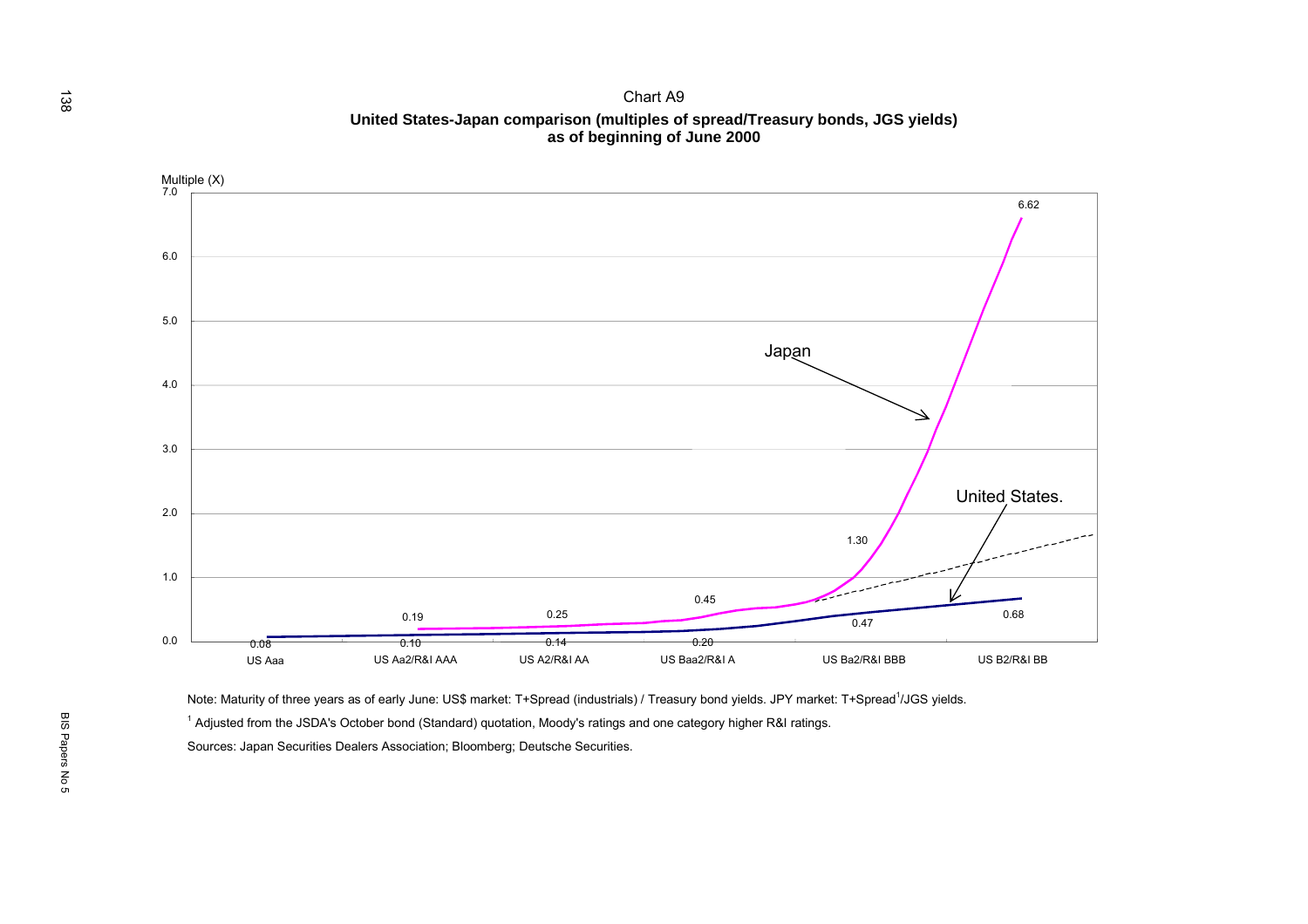Chart A9

**United States-Japan comparison (multiples of spread/Treasury bonds, JGS yields) as of beginning of June 2000**

Multiple (X)

| | US Aaa | US Aa2/R&I AAA | US A2/R&I AA | US Baa2/R&I A | US Ba2/R&I BBB | US B2/R&I BB |
|---|---|---|---|---|---|---|
| Japan | | 0.19 | 0.25 | 0.45 | 1.30 | 6.62 |
| United States | 0.08 | 0.10 | 0.14 | 0.20 | 0.47 | 0.68 |

Note: Maturity of three years as of early June: US$ market: T+Spread (industrials) / Treasury bond yields. JPY market: T+Spread[1]/JGS yields.

[1] Adjusted from the JSDA's October bond (Standard) quotation, Moody's ratings and one category higher R&I ratings.

Sources: Japan Securities Dealers Association; Bloomberg; Deutsche Securities.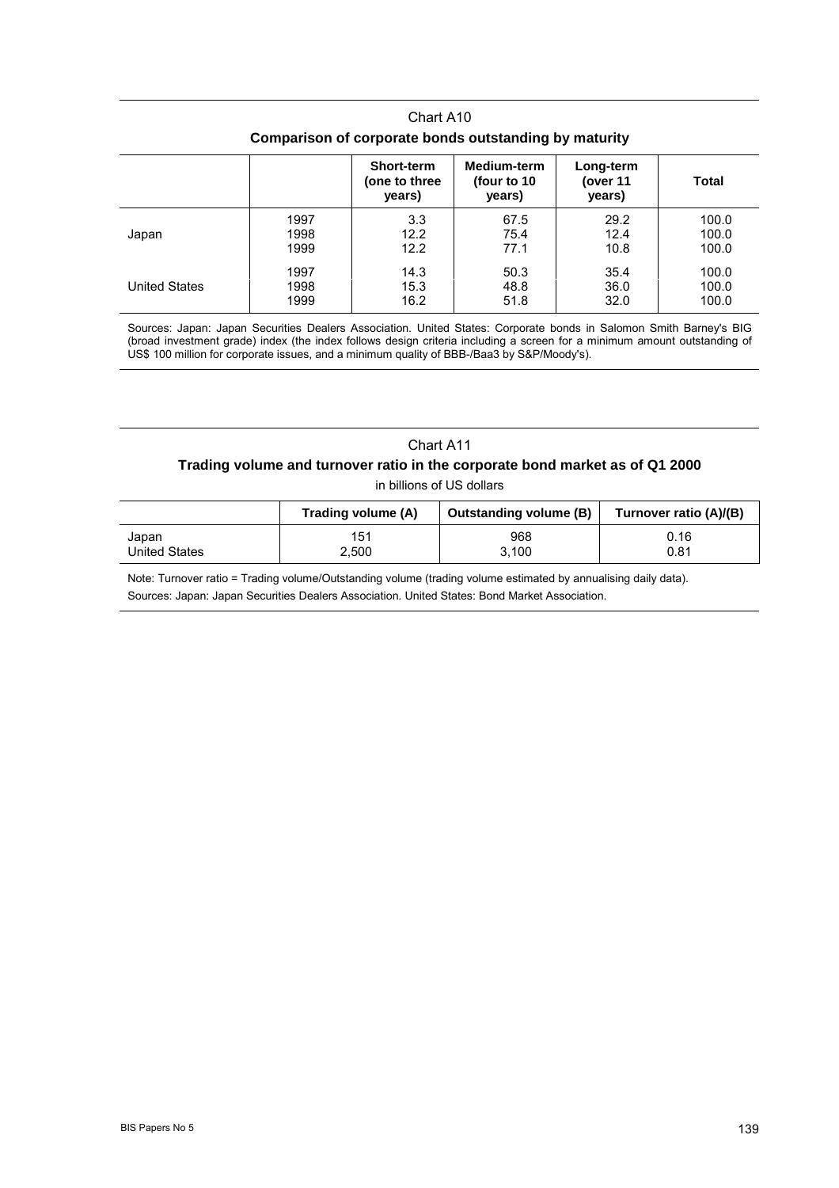Chart A10

**Comparison of corporate bonds outstanding by maturity**

| | | Short-term (one to three years) | Medium-term (four to 10 years) | Long-term (over 11 years) | Total |
|---|---|---|---|---|---|
| Japan | 1997 | 3.3 | 67.5 | 29.2 | 100.0 |
| | 1998 | 12.2 | 75.4 | 12.4 | 100.0 |
| | 1999 | 12.2 | 77.1 | 10.8 | 100.0 |
| United States | 1997 | 14.3 | 50.3 | 35.4 | 100.0 |
| | 1998 | 15.3 | 48.8 | 36.0 | 100.0 |
| | 1999 | 16.2 | 51.8 | 32.0 | 100.0 |

Sources: Japan: Japan Securities Dealers Association. United States: Corporate bonds in Salomon Smith Barney's BIG (broad investment grade) index (the index follows design criteria including a screen for a minimum amount outstanding of US$ 100 million for corporate issues, and a minimum quality of BBB-/Baa3 by S&P/Moody's).

Chart A11

**Trading volume and turnover ratio in the corporate bond market as of Q1 2000**

in billions of US dollars

| | Trading volume (A) | Outstanding volume (B) | Turnover ratio (A)/(B) |
|---|---|---|---|
| Japan | 151 | 968 | 0.16 |
| United States | 2,500 | 3,100 | 0.81 |

Note: Turnover ratio = Trading volume/Outstanding volume (trading volume estimated by annualising daily data).

Sources: Japan: Japan Securities Dealers Association. United States: Bond Market Association.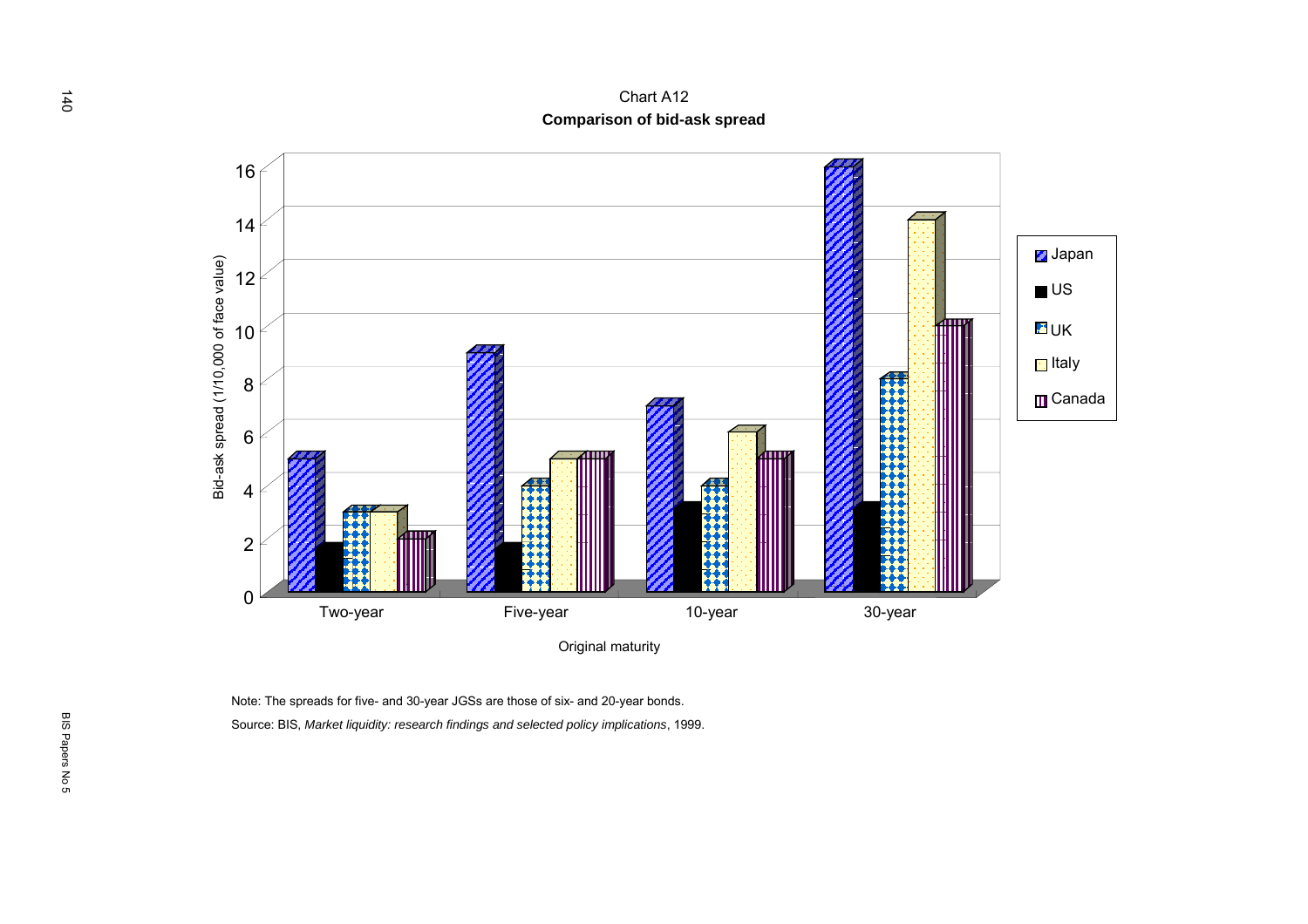Chart A12

**Comparison of bid-ask spread**

Bid-ask spread (1/10,000 of face value)

| Original maturity | Japan | US | UK | Italy | Canada |
|---|---|---|---|---|---|
| Two-year | 5 | 1.6 | 3 | 3 | 2 |
| Five-year | 9 | 1.6 | 4 | 5 | 5 |
| 10-year | 7 | 3.1 | 4 | 6 | 5 |
| 30-year | 16 | 3.1 | 8 | 14 | 10 |

Note: The spreads for five- and 30-year JGSs are those of six- and 20-year bonds.

Source: BIS, *Market liquidity: research findings and selected policy implications*, 1999.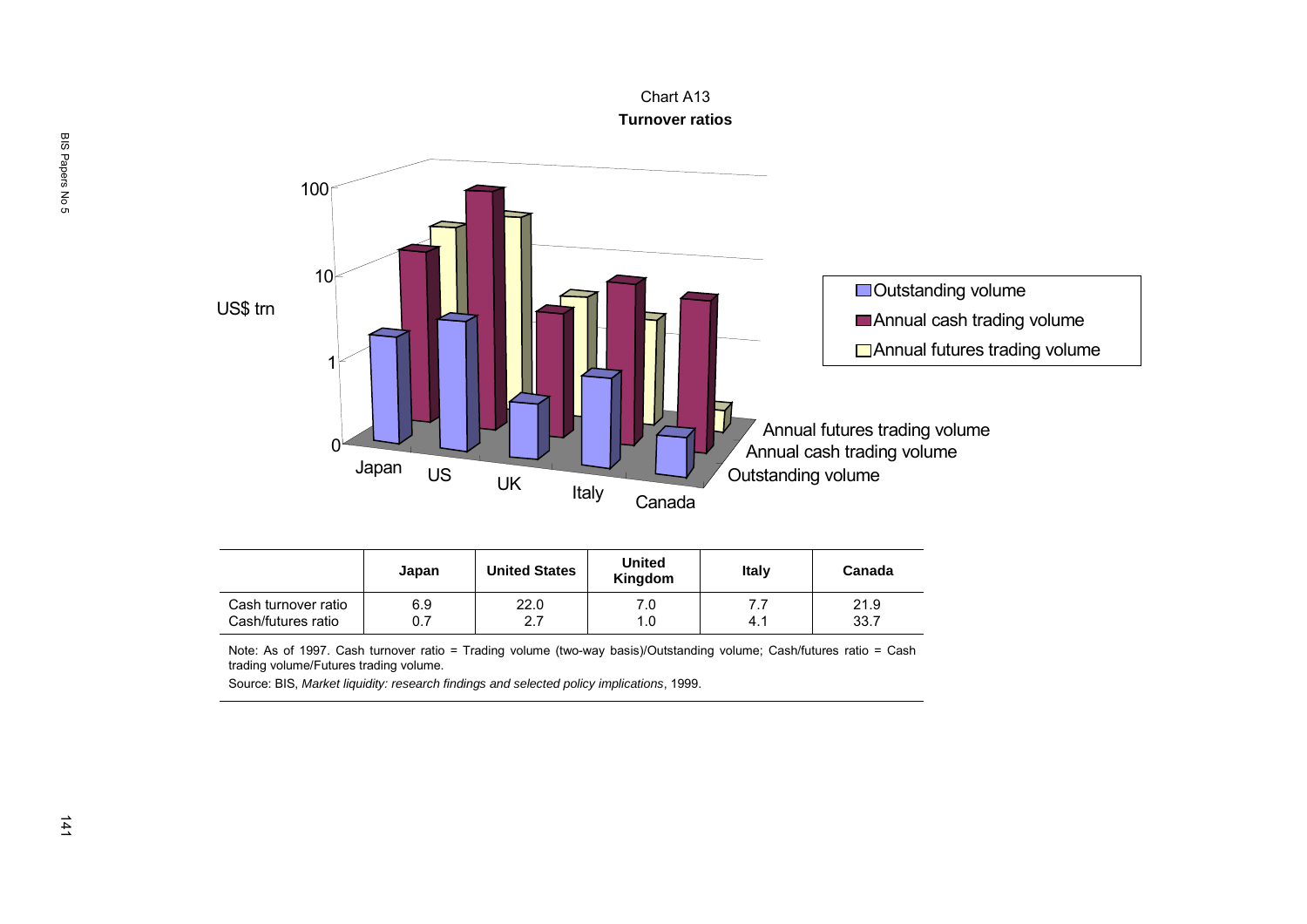Chart A13

**Turnover ratios**

|  | Japan | United States | United Kingdom | Italy | Canada |
|---|---|---|---|---|---|
| Cash turnover ratio | 6.9 | 22.0 | 7.0 | 7.7 | 21.9 |
| Cash/futures ratio | 0.7 | 2.7 | 1.0 | 4.1 | 33.7 |

Note: As of 1997. Cash turnover ratio = Trading volume (two-way basis)/Outstanding volume; Cash/futures ratio = Cash trading volume/Futures trading volume.

Source: BIS, *Market liquidity: research findings and selected policy implications*, 1999.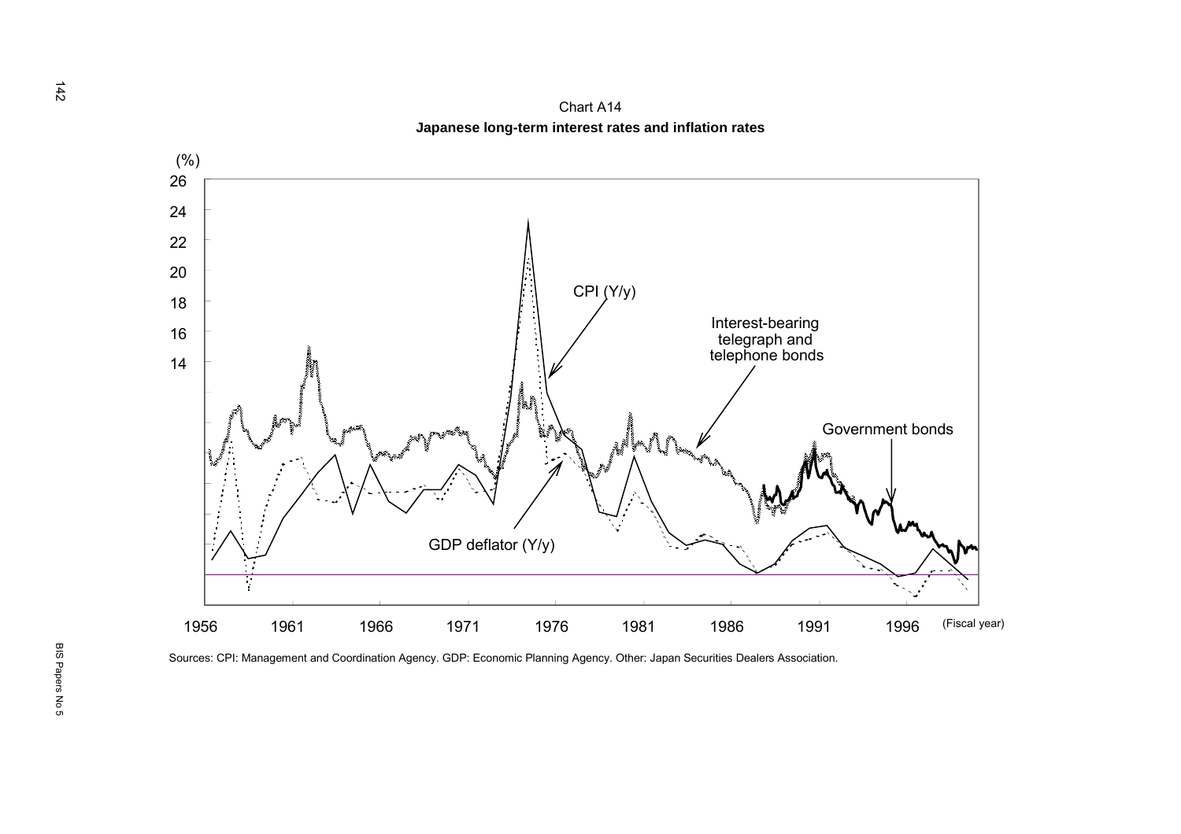Chart A14

**Japanese long-term interest rates and inflation rates**

Sources: CPI: Management and Coordination Agency. GDP: Economic Planning Agency. Other: Japan Securities Dealers Association.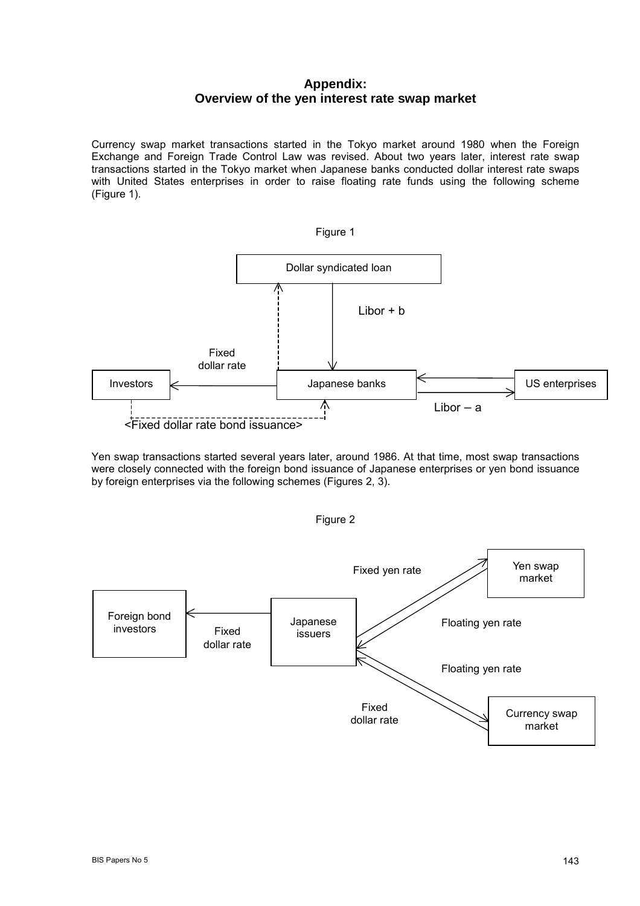## Appendix:
## Overview of the yen interest rate swap market

Currency swap market transactions started in the Tokyo market around 1980 when the Foreign Exchange and Foreign Trade Control Law was revised. About two years later, interest rate swap transactions started in the Tokyo market when Japanese banks conducted dollar interest rate swaps with United States enterprises in order to raise floating rate funds using the following scheme (Figure 1).

Figure 1

Dollar syndicated loan

Libor + b

Fixed dollar rate

Investors

Japanese banks

US enterprises

Libor – a

<Fixed dollar rate bond issuance>

Yen swap transactions started several years later, around 1986. At that time, most swap transactions were closely connected with the foreign bond issuance of Japanese enterprises or yen bond issuance by foreign enterprises via the following schemes (Figures 2, 3).

Figure 2

Fixed yen rate

Yen swap market

Foreign bond investors

Fixed dollar rate

Japanese issuers

Floating yen rate

Floating yen rate

Fixed dollar rate

Currency swap market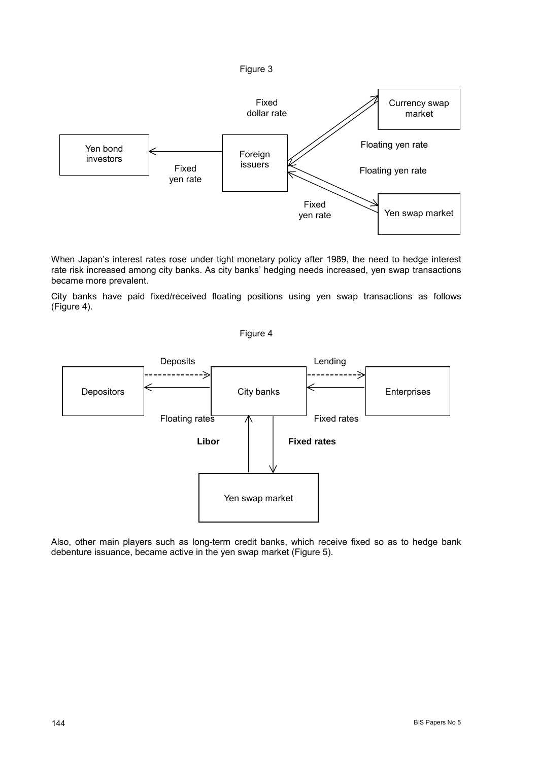Figure 3

Fixed dollar rate

Currency swap market

Floating yen rate

Yen bond investors

Foreign issuers

Floating yen rate

Fixed yen rate

Fixed yen rate

Yen swap market

When Japan's interest rates rose under tight monetary policy after 1989, the need to hedge interest rate risk increased among city banks. As city banks' hedging needs increased, yen swap transactions became more prevalent.

City banks have paid fixed/received floating positions using yen swap transactions as follows (Figure 4).

Figure 4

Deposits

Lending

Depositors

City banks

Enterprises

Floating rates

Fixed rates

**Libor**

**Fixed rates**

Yen swap market

Also, other main players such as long-term credit banks, which receive fixed so as to hedge bank debenture issuance, became active in the yen swap market (Figure 5).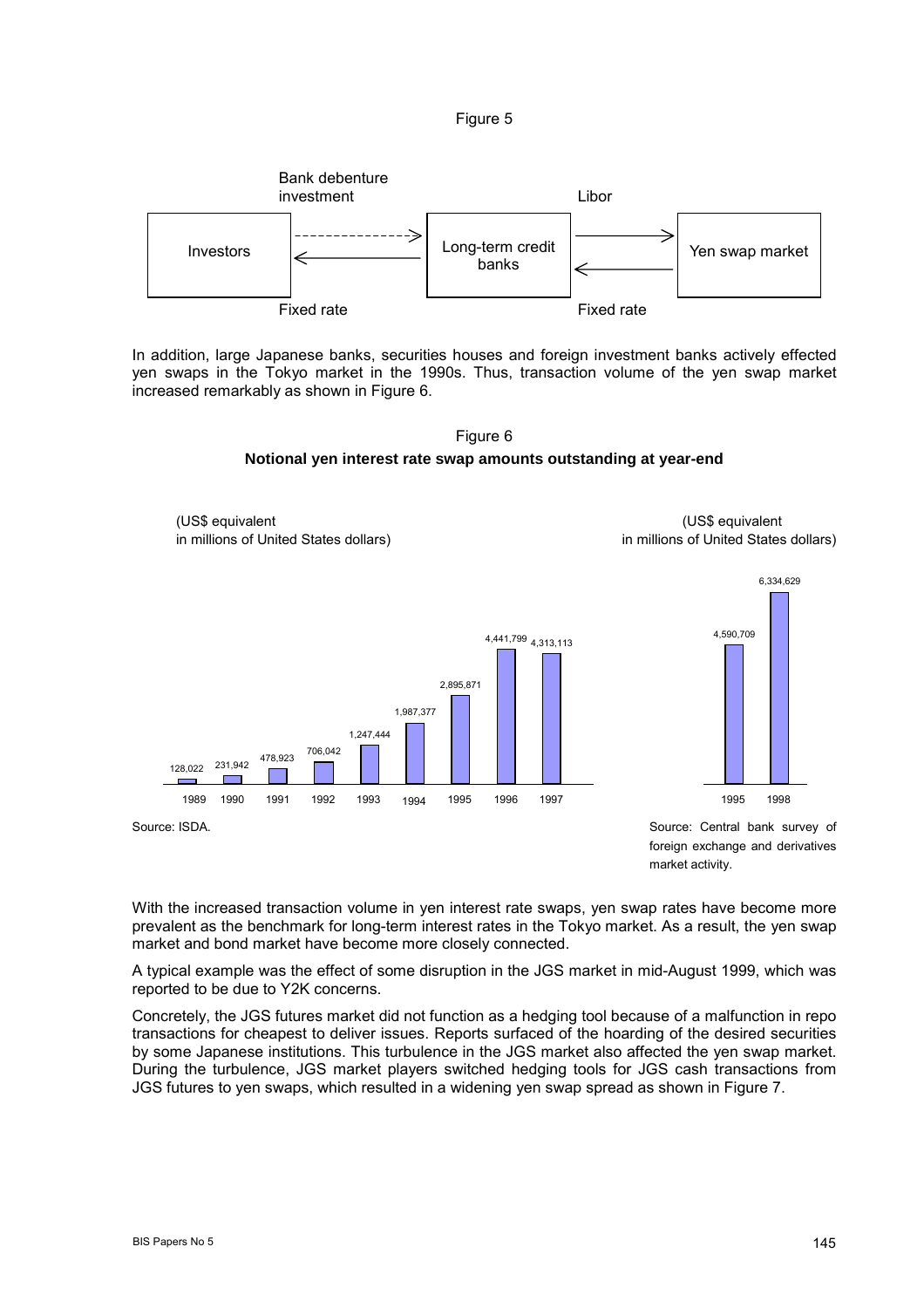Figure 5

| | | | | |
|---|---|---|---|---|
| Investors | Bank debenture investment → <br> ← Fixed rate | Long-term credit banks | Libor → <br> ← Fixed rate | Yen swap market |

In addition, large Japanese banks, securities houses and foreign investment banks actively effected yen swaps in the Tokyo market in the 1990s. Thus, transaction volume of the yen swap market increased remarkably as shown in Figure 6.

Figure 6

**Notional yen interest rate swap amounts outstanding at year-end**

(US$ equivalent in millions of United States dollars)

| 1989 | 1990 | 1991 | 1992 | 1993 | 1994 | 1995 | 1996 | 1997 |
|---|---|---|---|---|---|---|---|---|
| 128,022 | 231,942 | 478,923 | 706,042 | 1,247,444 | 1,987,377 | 2,895,871 | 4,441,799 | 4,313,113 |

Source: ISDA.

(US$ equivalent in millions of United States dollars)

| 1995 | 1998 |
|---|---|
| 4,590,709 | 6,334,629 |

Source: Central bank survey of foreign exchange and derivatives market activity.

With the increased transaction volume in yen interest rate swaps, yen swap rates have become more prevalent as the benchmark for long-term interest rates in the Tokyo market. As a result, the yen swap market and bond market have become more closely connected.

A typical example was the effect of some disruption in the JGS market in mid-August 1999, which was reported to be due to Y2K concerns.

Concretely, the JGS futures market did not function as a hedging tool because of a malfunction in repo transactions for cheapest to deliver issues. Reports surfaced of the hoarding of the desired securities by some Japanese institutions. This turbulence in the JGS market also affected the yen swap market. During the turbulence, JGS market players switched hedging tools for JGS cash transactions from JGS futures to yen swaps, which resulted in a widening yen swap spread as shown in Figure 7.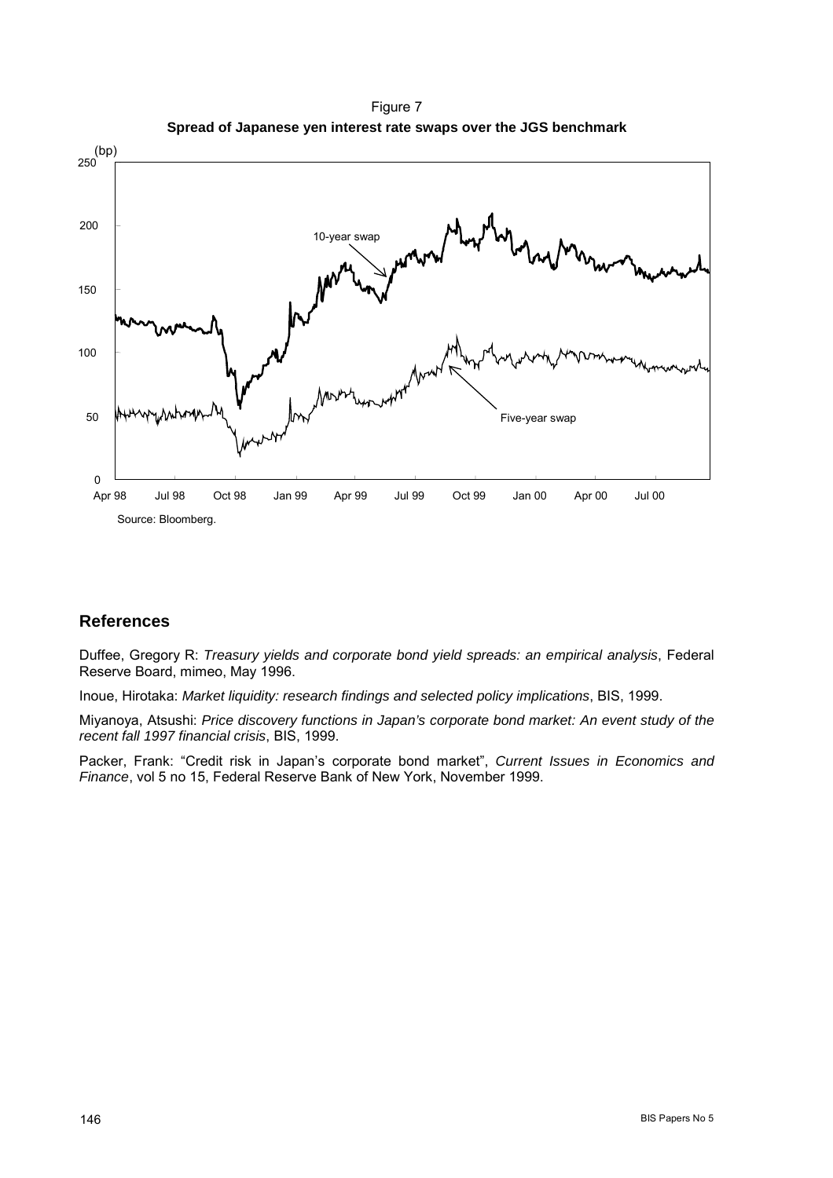Figure 7

**Spread of Japanese yen interest rate swaps over the JGS benchmark**

(bp)

250

200

150

100

50

0

Apr 98 Jul 98 Oct 98 Jan 99 Apr 99 Jul 99 Oct 99 Jan 00 Apr 00 Jul 00

10-year swap

Five-year swap

Source: Bloomberg.

## References

Duffee, Gregory R: *Treasury yields and corporate bond yield spreads: an empirical analysis*, Federal Reserve Board, mimeo, May 1996.

Inoue, Hirotaka: *Market liquidity: research findings and selected policy implications*, BIS, 1999.

Miyanoya, Atsushi: *Price discovery functions in Japan's corporate bond market: An event study of the recent fall 1997 financial crisis*, BIS, 1999.

Packer, Frank: "Credit risk in Japan's corporate bond market", *Current Issues in Economics and Finance*, vol 5 no 15, Federal Reserve Bank of New York, November 1999.